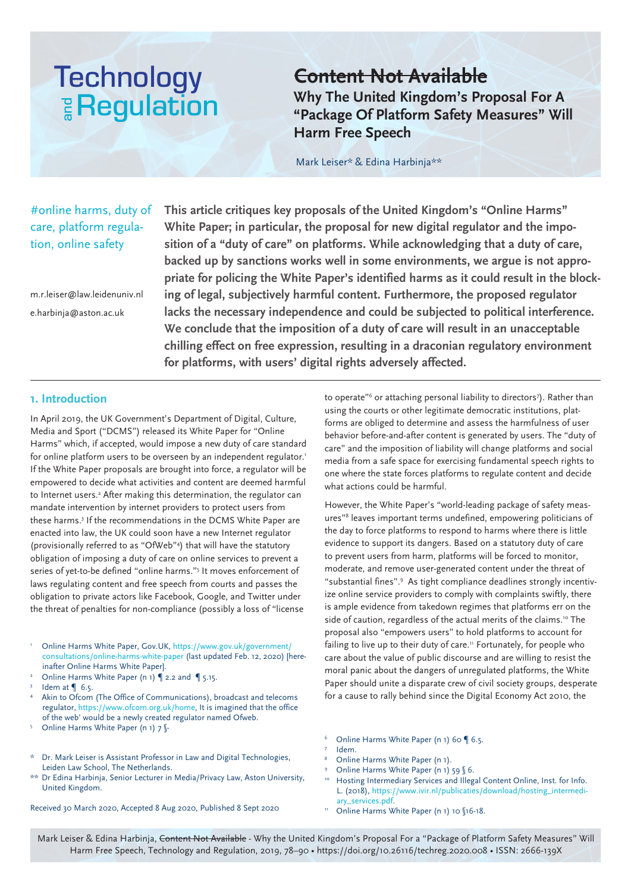# ~~Content Not Available~~

## Why The United Kingdom's Proposal For A "Package Of Platform Safety Measures" Will Harm Free Speech

Mark Leiser* & Edina Harbinja**

#online harms, duty of care, platform regulation, online safety

m.r.leiser@law.leidenuniv.nl

e.harbinja@aston.ac.uk

**This article critiques key proposals of the United Kingdom's "Online Harms" White Paper; in particular, the proposal for new digital regulator and the imposition of a "duty of care" on platforms. While acknowledging that a duty of care, backed up by sanctions works well in some environments, we argue is not appropriate for policing the White Paper's identified harms as it could result in the blocking of legal, subjectively harmful content. Furthermore, the proposed regulator lacks the necessary independence and could be subjected to political interference. We conclude that the imposition of a duty of care will result in an unacceptable chilling effect on free expression, resulting in a draconian regulatory environment for platforms, with users' digital rights adversely affected.**

### 1. Introduction

In April 2019, the UK Government's Department of Digital, Culture, Media and Sport ("DCMS") released its White Paper for "Online Harms" which, if accepted, would impose a new duty of care standard for online platform users to be overseen by an independent regulator.[1] If the White Paper proposals are brought into force, a regulator will be empowered to decide what activities and content are deemed harmful to Internet users.[2] After making this determination, the regulator can mandate intervention by internet providers to protect users from these harms.[3] If the recommendations in the DCMS White Paper are enacted into law, the UK could soon have a new Internet regulator (provisionally referred to as "OfWeb"[4]) that will have the statutory obligation of imposing a duty of care on online services to prevent a series of yet-to-be defined "online harms."[5] It moves enforcement of laws regulating content and free speech from courts and passes the obligation to private actors like Facebook, Google, and Twitter under the threat of penalties for non-compliance (possibly a loss of "license to operate"[6] or attaching personal liability to directors[7]). Rather than using the courts or other legitimate democratic institutions, platforms are obliged to determine and assess the harmfulness of user behavior before-and-after content is generated by users. The "duty of care" and the imposition of liability will change platforms and social media from a safe space for exercising fundamental speech rights to one where the state forces platforms to regulate content and decide what actions could be harmful.

However, the White Paper's "world-leading package of safety measures"[8] leaves important terms undefined, empowering politicians of the day to force platforms to respond to harms where there is little evidence to support its dangers. Based on a statutory duty of care to prevent users from harm, platforms will be forced to monitor, moderate, and remove user-generated content under the threat of "substantial fines".[9] As tight compliance deadlines strongly incentivize online service providers to comply with complaints swiftly, there is ample evidence from takedown regimes that platforms err on the side of caution, regardless of the actual merits of the claims.[10] The proposal also "empowers users" to hold platforms to account for failing to live up to their duty of care.[11] Fortunately, for people who care about the value of public discourse and are willing to resist the moral panic about the dangers of unregulated platforms, the White Paper should unite a disparate crew of civil society groups, desperate for a cause to rally behind since the Digital Economy Act 2010, the

---

1. Online Harms White Paper, Gov.UK, https://www.gov.uk/government/consultations/online-harms-white-paper (last updated Feb. 12, 2020) [hereinafter Online Harms White Paper].
2. Online Harms White Paper (n 1) ¶ 2.2 and ¶ 5.15.
3. Idem at ¶ 6.5.
4. Akin to Ofcom (The Office of Communications), broadcast and telecoms regulator, https://www.ofcom.org.uk/home, It is imagined that the office of the web' would be a newly created regulator named Ofweb.
5. Online Harms White Paper (n 1) 7 §.
6. Online Harms White Paper (n 1) 60 ¶ 6.5.
7. Idem.
8. Online Harms White Paper (n 1).
9. Online Harms White Paper (n 1) 59 § 6.
10. Hosting Intermediary Services and Illegal Content Online, Inst. for Info. L. (2018), https://www.ivir.nl/publicaties/download/hosting_intermediary_services.pdf.
11. Online Harms White Paper (n 1) 10 §16-18.

\* Dr. Mark Leiser is Assistant Professor in Law and Digital Technologies, Leiden Law School, The Netherlands.

\*\* Dr Edina Harbinja, Senior Lecturer in Media/Privacy Law, Aston University, United Kingdom.

Received 30 March 2020, Accepted 8 Aug 2020, Published 8 Sept 2020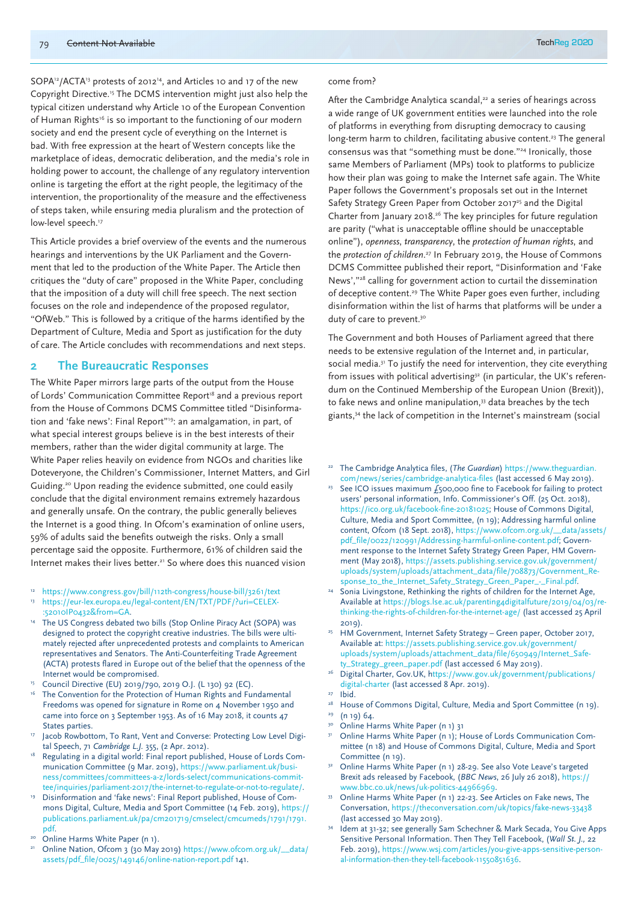SOPA[12]/ACTA[13] protests of 2012[14], and Articles 10 and 17 of the new Copyright Directive.[15] The DCMS intervention might just also help the typical citizen understand why Article 10 of the European Convention of Human Rights[16] is so important to the functioning of our modern society and end the present cycle of everything on the Internet is bad. With free expression at the heart of Western concepts like the marketplace of ideas, democratic deliberation, and the media's role in holding power to account, the challenge of any regulatory intervention online is targeting the effort at the right people, the legitimacy of the intervention, the proportionality of the measure and the effectiveness of steps taken, while ensuring media pluralism and the protection of low-level speech.[17]

This Article provides a brief overview of the events and the numerous hearings and interventions by the UK Parliament and the Government that led to the production of the White Paper. The Article then critiques the "duty of care" proposed in the White Paper, concluding that the imposition of a duty will chill free speech. The next section focuses on the role and independence of the proposed regulator, "OfWeb." This is followed by a critique of the harms identified by the Department of Culture, Media and Sport as justification for the duty of care. The Article concludes with recommendations and next steps.

## 2 The Bureaucratic Responses

The White Paper mirrors large parts of the output from the House of Lords' Communication Committee Report[18] and a previous report from the House of Commons DCMS Committee titled "Disinformation and 'fake news': Final Report"[19]: an amalgamation, in part, of what special interest groups believe is in the best interests of their members, rather than the wider digital community at large. The White Paper relies heavily on evidence from NGOs and charities like Doteveryone, the Children's Commissioner, Internet Matters, and Girl Guiding.[20] Upon reading the evidence submitted, one could easily conclude that the digital environment remains extremely hazardous and generally unsafe. On the contrary, the public generally believes the Internet is a good thing. In Ofcom's examination of online users, 59% of adults said the benefits outweigh the risks. Only a small percentage said the opposite. Furthermore, 61% of children said the Internet makes their lives better.[21] So where does this nuanced vision come from?

After the Cambridge Analytica scandal,[22] a series of hearings across a wide range of UK government entities were launched into the role of platforms in everything from disrupting democracy to causing long-term harm to children, facilitating abusive content.[23] The general consensus was that "something must be done."[24] Ironically, those same Members of Parliament (MPs) took to platforms to publicize how their plan was going to make the Internet safe again. The White Paper follows the Government's proposals set out in the Internet Safety Strategy Green Paper from October 2017[25] and the Digital Charter from January 2018.[26] The key principles for future regulation are parity ("what is unacceptable offline should be unacceptable online"), *openness*, *transparency*, the *protection of human rights*, and the *protection of children*.[27] In February 2019, the House of Commons DCMS Committee published their report, "Disinformation and 'Fake News',"[28] calling for government action to curtail the dissemination of deceptive content.[29] The White Paper goes even further, including disinformation within the list of harms that platforms will be under a duty of care to prevent.[30]

The Government and both Houses of Parliament agreed that there needs to be extensive regulation of the Internet and, in particular, social media.[31] To justify the need for intervention, they cite everything from issues with political advertising[32] (in particular, the UK's referendum on the Continued Membership of the European Union (Brexit)), to fake news and online manipulation,[33] data breaches by the tech giants,[34] the lack of competition in the Internet's mainstream (social

---

12 https://www.congress.gov/bill/112th-congress/house-bill/3261/text

13 https://eur-lex.europa.eu/legal-content/EN/TXT/PDF/?uri=CELEX:52010IP0432&from=GA.

14 The US Congress debated two bills (Stop Online Piracy Act (SOPA) was designed to protect the copyright creative industries. The bills were ultimately rejected after unprecedented protests and complaints to American representatives and Senators. The Anti-Counterfeiting Trade Agreement (ACTA) protests flared in Europe out of the belief that the openness of the Internet would be compromised.

15 Council Directive (EU) 2019/790, 2019 O.J. (L 130) 92 (EC).

16 The Convention for the Protection of Human Rights and Fundamental Freedoms was opened for signature in Rome on 4 November 1950 and came into force on 3 September 1953. As of 16 May 2018, it counts 47 States parties.

17 Jacob Rowbottom, To Rant, Vent and Converse: Protecting Low Level Digital Speech, 71 *Cambridge L.J.* 355, (2 Apr. 2012).

18 Regulating in a digital world: Final report published, House of Lords Communication Committee (9 Mar. 2019), https://www.parliament.uk/business/committees/committees-a-z/lords-select/communications-committee/inquiries/parliament-2017/the-internet-to-regulate-or-not-to-regulate/.

19 Disinformation and 'fake news': Final Report published, House of Commons Digital, Culture, Media and Sport Committee (14 Feb. 2019), https://publications.parliament.uk/pa/cm201719/cmselect/cmcumeds/1791/1791.pdf.

20 Online Harms White Paper (n 1).

21 Online Nation, Ofcom 3 (30 May 2019) https://www.ofcom.org.uk/__data/assets/pdf_file/0025/149146/online-nation-report.pdf 141.

22 The Cambridge Analytica files, (*The Guardian*) https://www.theguardian.com/news/series/cambridge-analytica-files (last accessed 6 May 2019).

23 See ICO issues maximum £500,000 fine to Facebook for failing to protect users' personal information, Info. Commissioner's Off. (25 Oct. 2018), https://ico.org.uk/facebook-fine-20181025; House of Commons Digital, Culture, Media and Sport Committee, (n 19); Addressing harmful online content, Ofcom (18 Sept. 2018), https://www.ofcom.org.uk/__data/assets/pdf_file/0022/120991/Addressing-harmful-online-content.pdf; Government response to the Internet Safety Strategy Green Paper, HM Government (May 2018), https://assets.publishing.service.gov.uk/government/uploads/system/uploads/attachment_data/file/708873/Government_Response_to_the_Internet_Safety_Strategy_Green_Paper_-_Final.pdf.

24 Sonia Livingstone, Rethinking the rights of children for the Internet Age, Available at https://blogs.lse.ac.uk/parenting4digitalfuture/2019/04/03/rethinking-the-rights-of-children-for-the-internet-age/ (last accessed 25 April 2019).

25 HM Government, Internet Safety Strategy – Green paper, October 2017, Available at: https://assets.publishing.service.gov.uk/government/uploads/system/uploads/attachment_data/file/650949/Internet_Safety_Strategy_green_paper.pdf (last accessed 6 May 2019).

26 Digital Charter, Gov.UK, https://www.gov.uk/government/publications/digital-charter (last accessed 8 Apr. 2019).

27 Ibid.

28 House of Commons Digital, Culture, Media and Sport Committee (n 19).

29 (n 19) 64.

30 Online Harms White Paper (n 1) 31

31 Online Harms White Paper (n 1); House of Lords Communication Committee (n 18) and House of Commons Digital, Culture, Media and Sport Committee (n 19).

32 Online Harms White Paper (n 1) 28-29. See also Vote Leave's targeted Brexit ads released by Facebook, (*BBC News*, 26 July 26 2018), https://www.bbc.co.uk/news/uk-politics-44966969.

33 Online Harms White Paper (n 1) 22-23. See Articles on Fake news, The Conversation, https://theconversation.com/uk/topics/fake-news-33438 (last accessed 30 May 2019).

34 Idem at 31-32; see generally Sam Schechner & Mark Secada, You Give Apps Sensitive Personal Information. Then They Tell Facebook, (*Wall St. J.*, 22 Feb. 2019), https://www.wsj.com/articles/you-give-apps-sensitive-personal-information-then-they-tell-facebook-11550851636.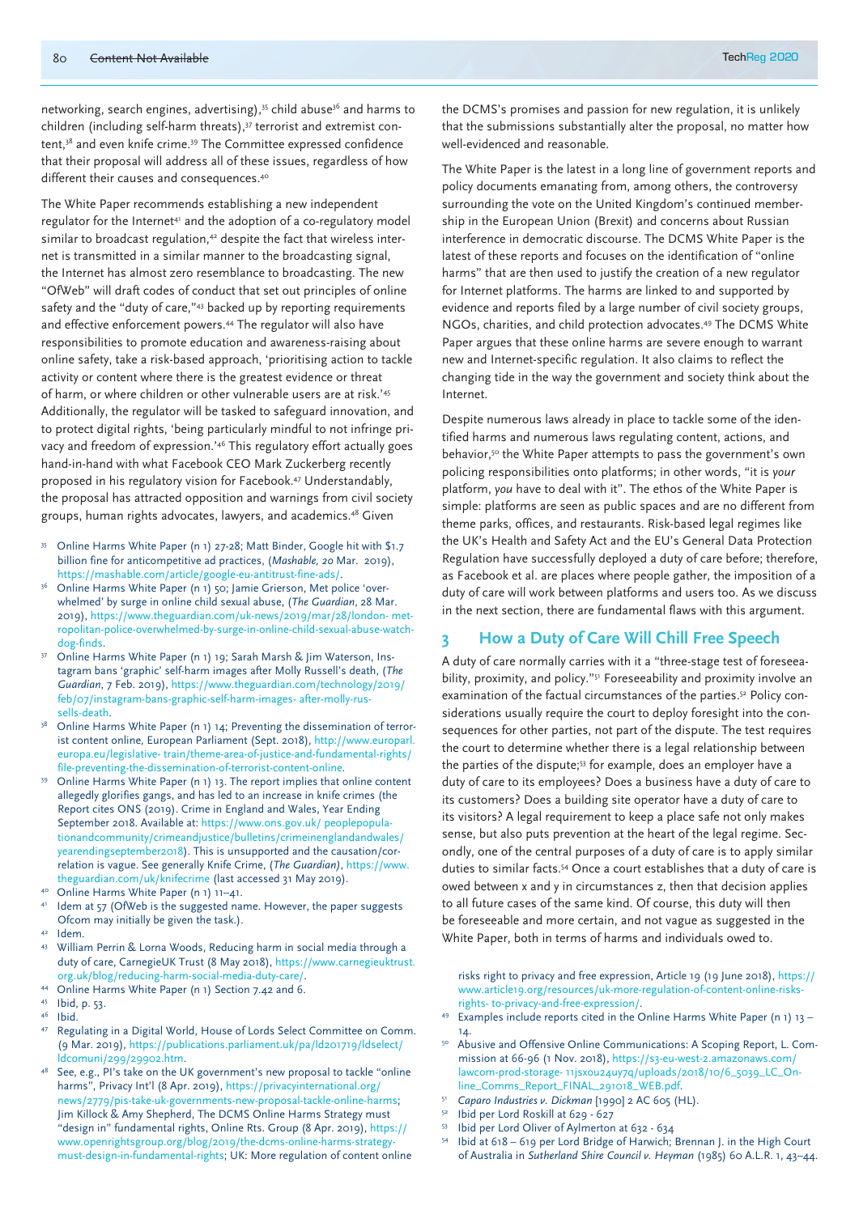networking, search engines, advertising),[35] child abuse[36] and harms to children (including self-harm threats),[37] terrorist and extremist content,[38] and even knife crime.[39] The Committee expressed confidence that their proposal will address all of these issues, regardless of how different their causes and consequences.[40]

The White Paper recommends establishing a new independent regulator for the Internet[41] and the adoption of a co-regulatory model similar to broadcast regulation,[42] despite the fact that wireless internet is transmitted in a similar manner to the broadcasting signal, the Internet has almost zero resemblance to broadcasting. The new "OfWeb" will draft codes of conduct that set out principles of online safety and the "duty of care,"[43] backed up by reporting requirements and effective enforcement powers.[44] The regulator will also have responsibilities to promote education and awareness-raising about online safety, take a risk-based approach, 'prioritising action to tackle activity or content where there is the greatest evidence or threat of harm, or where children or other vulnerable users are at risk.'[45] Additionally, the regulator will be tasked to safeguard innovation, and to protect digital rights, 'being particularly mindful to not infringe privacy and freedom of expression.'[46] This regulatory effort actually goes hand-in-hand with what Facebook CEO Mark Zuckerberg recently proposed in his regulatory vision for Facebook.[47] Understandably, the proposal has attracted opposition and warnings from civil society groups, human rights advocates, lawyers, and academics.[48] Given the DCMS's promises and passion for new regulation, it is unlikely that the submissions substantially alter the proposal, no matter how well-evidenced and reasonable.

The White Paper is the latest in a long line of government reports and policy documents emanating from, among others, the controversy surrounding the vote on the United Kingdom's continued membership in the European Union (Brexit) and concerns about Russian interference in democratic discourse. The DCMS White Paper is the latest of these reports and focuses on the identification of "online harms" that are then used to justify the creation of a new regulator for Internet platforms. The harms are linked to and supported by evidence and reports filed by a large number of civil society groups, NGOs, charities, and child protection advocates.[49] The DCMS White Paper argues that these online harms are severe enough to warrant new and Internet-specific regulation. It also claims to reflect the changing tide in the way the government and society think about the Internet.

Despite numerous laws already in place to tackle some of the identified harms and numerous laws regulating content, actions, and behavior,[50] the White Paper attempts to pass the government's own policing responsibilities onto platforms; in other words, "it is *your* platform, *you* have to deal with it". The ethos of the White Paper is simple: platforms are seen as public spaces and are no different from theme parks, offices, and restaurants. Risk-based legal regimes like the UK's Health and Safety Act and the EU's General Data Protection Regulation have successfully deployed a duty of care before; therefore, as Facebook et al. are places where people gather, the imposition of a duty of care will work between platforms and users too. As we discuss in the next section, there are fundamental flaws with this argument.

## 3 How a Duty of Care Will Chill Free Speech

A duty of care normally carries with it a "three-stage test of foreseeability, proximity, and policy."[51] Foreseeability and proximity involve an examination of the factual circumstances of the parties.[52] Policy considerations usually require the court to deploy foresight into the consequences for other parties, not part of the dispute. The test requires the court to determine whether there is a legal relationship between the parties of the dispute;[53] for example, does an employer have a duty of care to its employees? Does a business have a duty of care to its customers? Does a building site operator have a duty of care to its visitors? A legal requirement to keep a place safe not only makes sense, but also puts prevention at the heart of the legal regime. Secondly, one of the central purposes of a duty of care is to apply similar duties to similar facts.[54] Once a court establishes that a duty of care is owed between x and y in circumstances z, then that decision applies to all future cases of the same kind. Of course, this duty will then be foreseeable and more certain, and not vague as suggested in the White Paper, both in terms of harms and individuals owed to.

---

35 Online Harms White Paper (n 1) 27-28; Matt Binder, Google hit with $1.7 billion fine for anticompetitive ad practices, (*Mashable*, 20 Mar. 2019), https://mashable.com/article/google-eu-antitrust-fine-ads/.

36 Online Harms White Paper (n 1) 50; Jamie Grierson, Met police 'overwhelmed' by surge in online child sexual abuse, (*The Guardian*, 28 Mar. 2019), https://www.theguardian.com/uk-news/2019/mar/28/london-metropolitan-police-overwhelmed-by-surge-in-online-child-sexual-abuse-watchdog-finds.

37 Online Harms White Paper (n 1) 19; Sarah Marsh & Jim Waterson, Instagram bans 'graphic' self-harm images after Molly Russell's death, (*The Guardian*, 7 Feb. 2019), https://www.theguardian.com/technology/2019/feb/07/instagram-bans-graphic-self-harm-images-after-molly-russells-death.

38 Online Harms White Paper (n 1) 14; Preventing the dissemination of terrorist content online, European Parliament (Sept. 2018), http://www.europarl.europa.eu/legislative-train/theme-area-of-justice-and-fundamental-rights/file-preventing-the-dissemination-of-terrorist-content-online.

39 Online Harms White Paper (n 1) 13. The report implies that online content allegedly glorifies gangs, and has led to an increase in knife crimes (the Report cites ONS (2019). Crime in England and Wales, Year Ending September 2018. Available at: https://www.ons.gov.uk/peoplepopulationandcommunity/crimeandjustice/bulletins/crimeinenglandandwales/yearendingseptember2018). This is unsupported and the causation/correlation is vague. See generally Knife Crime, (*The Guardian)*, https://www.theguardian.com/uk/knifecrime (last accessed 31 May 2019).

40 Online Harms White Paper (n 1) 11–41.

41 Idem at 57 (OfWeb is the suggested name. However, the paper suggests Ofcom may initially be given the task.).

42 Idem.

43 William Perrin & Lorna Woods, Reducing harm in social media through a duty of care, CarnegieUK Trust (8 May 2018), https://www.carnegieuktrust.org.uk/blog/reducing-harm-social-media-duty-care/.

44 Online Harms White Paper (n 1) Section 7.42 and 6.

45 Ibid, p. 53.

46 Ibid.

47 Regulating in a Digital World, House of Lords Select Committee on Comm. (9 Mar. 2019), https://publications.parliament.uk/pa/ld201719/ldselect/ldcomuni/299/29902.htm.

48 See, e.g., PI's take on the UK government's new proposal to tackle "online harms", Privacy Int'l (8 Apr. 2019), https://privacyinternational.org/news/2779/pis-take-uk-governments-new-proposal-tackle-online-harms; Jim Killock & Amy Shepherd, The DCMS Online Harms Strategy must "design in" fundamental rights, Online Rts. Group (8 Apr. 2019), https://www.openrightsgroup.org/blog/2019/the-dcms-online-harms-strategy-must-design-in-fundamental-rights; UK: More regulation of content online risks right to privacy and free expression, Article 19 (19 June 2018), https://www.article19.org/resources/uk-more-regulation-of-content-online-risks-rights-to-privacy-and-free-expression/.

49 Examples include reports cited in the Online Harms White Paper (n 1) 13 – 14.

50 Abusive and Offensive Online Communications: A Scoping Report, L. Commission at 66-96 (1 Nov. 2018), https://s3-eu-west-2.amazonaws.com/lawcom-prod-storage-11jsxou24uy7q/uploads/2018/10/6_5039_LC_Online_Comms_Report_FINAL_291018_WEB.pdf.

51 *Caparo Industries v. Dickman* [1990] 2 AC 605 (HL).

52 Ibid per Lord Roskill at 629 - 627

53 Ibid per Lord Oliver of Aylmerton at 632 - 634

54 Ibid at 618 – 619 per Lord Bridge of Harwich; Brennan J. in the High Court of Australia in *Sutherland Shire Council v. Heyman* (1985) 60 A.L.R. 1, 43–44.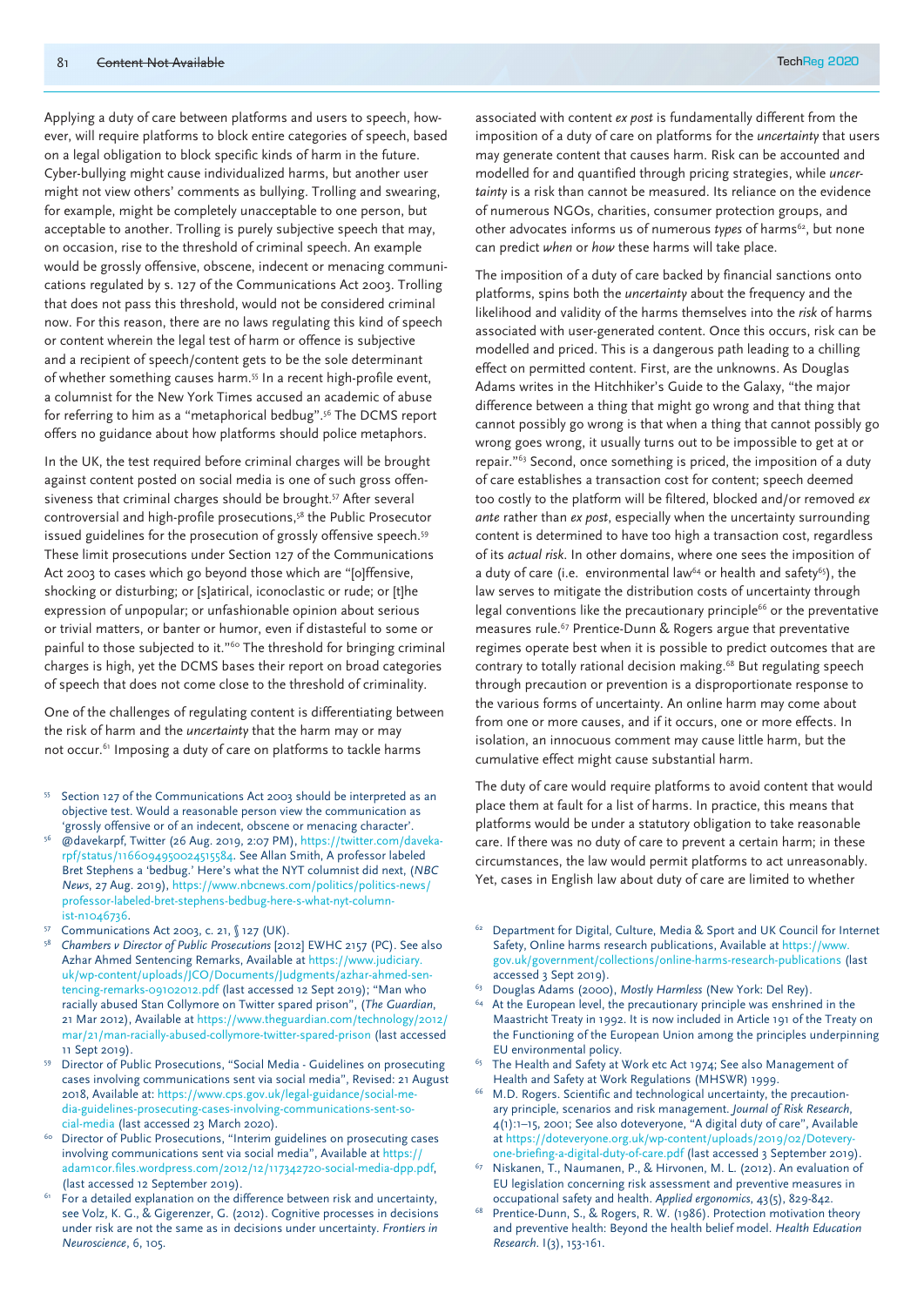Applying a duty of care between platforms and users to speech, however, will require platforms to block entire categories of speech, based on a legal obligation to block specific kinds of harm in the future. Cyber-bullying might cause individualized harms, but another user might not view others' comments as bullying. Trolling and swearing, for example, might be completely unacceptable to one person, but acceptable to another. Trolling is purely subjective speech that may, on occasion, rise to the threshold of criminal speech. An example would be grossly offensive, obscene, indecent or menacing communications regulated by s. 127 of the Communications Act 2003. Trolling that does not pass this threshold, would not be considered criminal now. For this reason, there are no laws regulating this kind of speech or content wherein the legal test of harm or offence is subjective and a recipient of speech/content gets to be the sole determinant of whether something causes harm.[55] In a recent high-profile event, a columnist for the New York Times accused an academic of abuse for referring to him as a "metaphorical bedbug".[56] The DCMS report offers no guidance about how platforms should police metaphors.

In the UK, the test required before criminal charges will be brought against content posted on social media is one of such gross offensiveness that criminal charges should be brought.[57] After several controversial and high-profile prosecutions,[58] the Public Prosecutor issued guidelines for the prosecution of grossly offensive speech.[59] These limit prosecutions under Section 127 of the Communications Act 2003 to cases which go beyond those which are "[o]ffensive, shocking or disturbing; or [s]atirical, iconoclastic or rude; or [t]he expression of unpopular; or unfashionable opinion about serious or trivial matters, or banter or humor, even if distasteful to some or painful to those subjected to it."[60] The threshold for bringing criminal charges is high, yet the DCMS bases their report on broad categories of speech that does not come close to the threshold of criminality.

One of the challenges of regulating content is differentiating between the risk of harm and the *uncertainty* that the harm may or may not occur.[61] Imposing a duty of care on platforms to tackle harms associated with content *ex post* is fundamentally different from the imposition of a duty of care on platforms for the *uncertainty* that users may generate content that causes harm. Risk can be accounted and modelled for and quantified through pricing strategies, while *uncertainty* is a risk than cannot be measured. Its reliance on the evidence of numerous NGOs, charities, consumer protection groups, and other advocates informs us of numerous *types* of harms[62], but none can predict *when* or *how* these harms will take place.

The imposition of a duty of care backed by financial sanctions onto platforms, spins both the *uncertainty* about the frequency and the likelihood and validity of the harms themselves into the *risk* of harms associated with user-generated content. Once this occurs, risk can be modelled and priced. This is a dangerous path leading to a chilling effect on permitted content. First, are the unknowns. As Douglas Adams writes in the Hitchhiker's Guide to the Galaxy, "the major difference between a thing that might go wrong and that thing that cannot possibly go wrong is that when a thing that cannot possibly go wrong goes wrong, it usually turns out to be impossible to get at or repair."[63] Second, once something is priced, the imposition of a duty of care establishes a transaction cost for content; speech deemed too costly to the platform will be filtered, blocked and/or removed *ex ante* rather than *ex post*, especially when the uncertainty surrounding content is determined to have too high a transaction cost, regardless of its *actual risk*. In other domains, where one sees the imposition of a duty of care (i.e. environmental law[64] or health and safety[65]), the law serves to mitigate the distribution costs of uncertainty through legal conventions like the precautionary principle[66] or the preventative measures rule.[67] Prentice-Dunn & Rogers argue that preventative regimes operate best when it is possible to predict outcomes that are contrary to totally rational decision making.[68] But regulating speech through precaution or prevention is a disproportionate response to the various forms of uncertainty. An online harm may come about from one or more causes, and if it occurs, one or more effects. In isolation, an innocuous comment may cause little harm, but the cumulative effect might cause substantial harm.

The duty of care would require platforms to avoid content that would place them at fault for a list of harms. In practice, this means that platforms would be under a statutory obligation to take reasonable care. If there was no duty of care to prevent a certain harm; in these circumstances, the law would permit platforms to act unreasonably. Yet, cases in English law about duty of care are limited to whether

---

[55] Section 127 of the Communications Act 2003 should be interpreted as an objective test. Would a reasonable person view the communication as 'grossly offensive or of an indecent, obscene or menacing character'.

[56] @davekarpf, Twitter (26 Aug. 2019, 2:07 PM), https://twitter.com/davekarpf/status/1166094950024515584. See Allan Smith, A professor labeled Bret Stephens a 'bedbug.' Here's what the NYT columnist did next, (*NBC News*, 27 Aug. 2019), https://www.nbcnews.com/politics/politics-news/professor-labeled-bret-stephens-bedbug-here-s-what-nyt-column-ist-n1046736.

[57] Communications Act 2003, c. 21, § 127 (UK).

[58] *Chambers v Director of Public Prosecutions* [2012] EWHC 2157 (PC). See also Azhar Ahmed Sentencing Remarks, Available at https://www.judiciary.uk/wp-content/uploads/JCO/Documents/Judgments/azhar-ahmed-sentencing-remarks-09102012.pdf (last accessed 12 Sept 2019); "Man who racially abused Stan Collymore on Twitter spared prison", (*The Guardian*, 21 Mar 2012), Available at https://www.theguardian.com/technology/2012/mar/21/man-racially-abused-collymore-twitter-spared-prison (last accessed 11 Sept 2019).

[59] Director of Public Prosecutions, "Social Media - Guidelines on prosecuting cases involving communications sent via social media", Revised: 21 August 2018, Available at: https://www.cps.gov.uk/legal-guidance/social-media-guidelines-prosecuting-cases-involving-communications-sent-social-media (last accessed 23 March 2020).

[60] Director of Public Prosecutions, "Interim guidelines on prosecuting cases involving communications sent via social media", Available at https://adam1cor.files.wordpress.com/2012/12/117342720-social-media-dpp.pdf, (last accessed 12 September 2019).

[61] For a detailed explanation on the difference between risk and uncertainty, see Volz, K. G., & Gigerenzer, G. (2012). Cognitive processes in decisions under risk are not the same as in decisions under uncertainty. *Frontiers in Neuroscience*, 6, 105.

[62] Department for Digital, Culture, Media & Sport and UK Council for Internet Safety, Online harms research publications, Available at https://www.gov.uk/government/collections/online-harms-research-publications (last accessed 3 Sept 2019).

[63] Douglas Adams (2000), *Mostly Harmless* (New York: Del Rey).

[64] At the European level, the precautionary principle was enshrined in the Maastricht Treaty in 1992. It is now included in Article 191 of the Treaty on the Functioning of the European Union among the principles underpinning EU environmental policy.

[65] The Health and Safety at Work etc Act 1974; See also Management of Health and Safety at Work Regulations (MHSWR) 1999.

[66] M.D. Rogers. Scientific and technological uncertainty, the precautionary principle, scenarios and risk management. *Journal of Risk Research*, 4(1):1–15, 2001; See also doteveryone, "A digital duty of care", Available at https://doteveryone.org.uk/wp-content/uploads/2019/02/Doteveryone-briefing-a-digital-duty-of-care.pdf (last accessed 3 September 2019).

[67] Niskanen, T., Naumanen, P., & Hirvonen, M. L. (2012). An evaluation of EU legislation concerning risk assessment and preventive measures in occupational safety and health. *Applied ergonomics*, 43(5), 829-842.

[68] Prentice-Dunn, S., & Rogers, R. W. (1986). Protection motivation theory and preventive health: Beyond the health belief model. *Health Education Research*. 1(3), 153-161.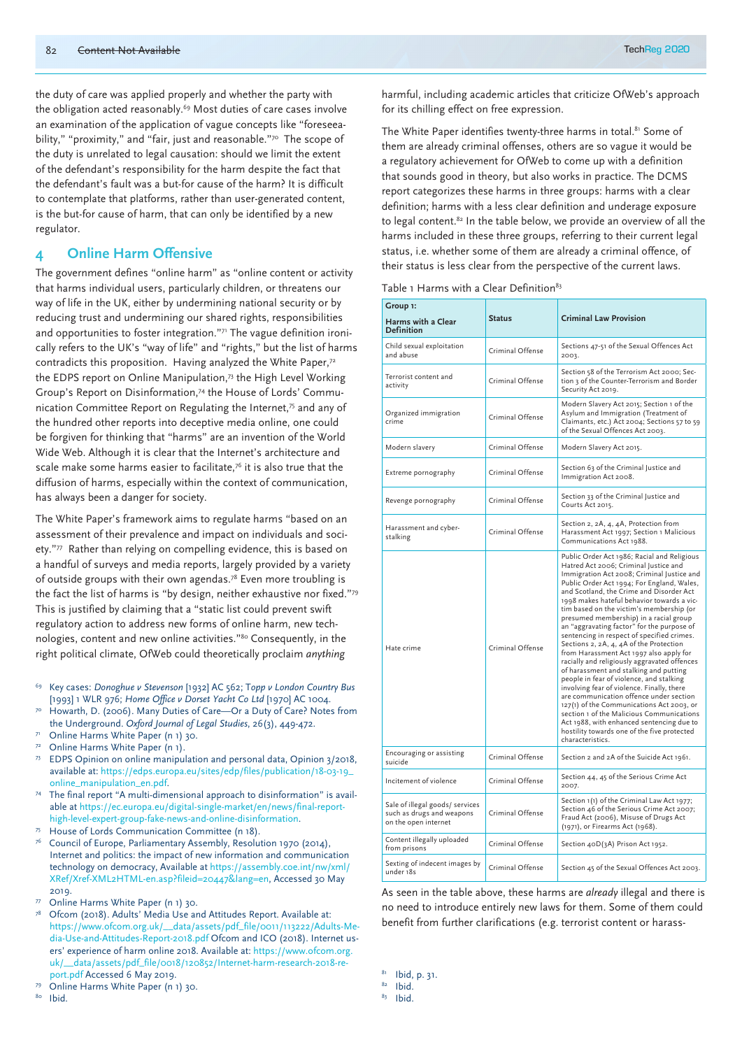the duty of care was applied properly and whether the party with the obligation acted reasonably.[69] Most duties of care cases involve an examination of the application of vague concepts like "foreseeability," "proximity," and "fair, just and reasonable."[70] The scope of the duty is unrelated to legal causation: should we limit the extent of the defendant's responsibility for the harm despite the fact that the defendant's fault was a but-for cause of the harm? It is difficult to contemplate that platforms, rather than user-generated content, is the but-for cause of harm, that can only be identified by a new regulator.

## 4 Online Harm Offensive

The government defines "online harm" as "online content or activity that harms individual users, particularly children, or threatens our way of life in the UK, either by undermining national security or by reducing trust and undermining our shared rights, responsibilities and opportunities to foster integration."[71] The vague definition ironically refers to the UK's "way of life" and "rights," but the list of harms contradicts this proposition. Having analyzed the White Paper,[72] the EDPS report on Online Manipulation,[73] the High Level Working Group's Report on Disinformation,[74] the House of Lords' Communication Committee Report on Regulating the Internet,[75] and any of the hundred other reports into deceptive media online, one could be forgiven for thinking that "harms" are an invention of the World Wide Web. Although it is clear that the Internet's architecture and scale make some harms easier to facilitate,[76] it is also true that the diffusion of harms, especially within the context of communication, has always been a danger for society.

The White Paper's framework aims to regulate harms "based on an assessment of their prevalence and impact on individuals and society."[77] Rather than relying on compelling evidence, this is based on a handful of surveys and media reports, largely provided by a variety of outside groups with their own agendas.[78] Even more troubling is the fact the list of harms is "by design, neither exhaustive nor fixed."[79] This is justified by claiming that a "static list could prevent swift regulatory action to address new forms of online harm, new technologies, content and new online activities."[80] Consequently, in the right political climate, OfWeb could theoretically proclaim *anything* harmful, including academic articles that criticize OfWeb's approach for its chilling effect on free expression.

The White Paper identifies twenty-three harms in total.[81] Some of them are already criminal offenses, others are so vague it would be a regulatory achievement for OfWeb to come up with a definition that sounds good in theory, but also works in practice. The DCMS report categorizes these harms in three groups: harms with a clear definition; harms with a less clear definition and underage exposure to legal content.[82] In the table below, we provide an overview of all the harms included in these three groups, referring to their current legal status, i.e. whether some of them are already a criminal offence, of their status is less clear from the perspective of the current laws.

Table 1 Harms with a Clear Definition[83]

| Group 1: Harms with a Clear Definition | Status | Criminal Law Provision |
|---|---|---|
| Child sexual exploitation and abuse | Criminal Offense | Sections 47-51 of the Sexual Offences Act 2003. |
| Terrorist content and activity | Criminal Offense | Section 58 of the Terrorism Act 2000; Section 3 of the Counter-Terrorism and Border Security Act 2019. |
| Organized immigration crime | Criminal Offense | Modern Slavery Act 2015; Section 1 of the Asylum and Immigration (Treatment of Claimants, etc.) Act 2004; Sections 57 to 59 of the Sexual Offences Act 2003. |
| Modern slavery | Criminal Offense | Modern Slavery Act 2015. |
| Extreme pornography | Criminal Offense | Section 63 of the Criminal Justice and Immigration Act 2008. |
| Revenge pornography | Criminal Offense | Section 33 of the Criminal Justice and Courts Act 2015. |
| Harassment and cyber-stalking | Criminal Offense | Section 2, 2A, 4, 4A, Protection from Harassment Act 1997; Section 1 Malicious Communications Act 1988. |
| Hate crime | Criminal Offense | Public Order Act 1986; Racial and Religious Hatred Act 2006; Criminal Justice and Immigration Act 2008; Criminal Justice and Public Order Act 1994; For England, Wales, and Scotland, the Crime and Disorder Act 1998 makes hateful behavior towards a victim based on the victim's membership (or presumed membership) in a racial group an "aggravating factor" for the purpose of sentencing in respect of specified crimes. Sections 2, 2A, 4, 4A of the Protection from Harassment Act 1997 also apply for racially and religiously aggravated offences of harassment and stalking and putting people in fear of violence, and stalking involving fear of violence. Finally, there are communication offence under section 127(1) of the Communications Act 2003, or section 1 of the Malicious Communications Act 1988, with enhanced sentencing due to hostility towards one of the five protected characteristics. |
| Encouraging or assisting suicide | Criminal Offense | Section 2 and 2A of the Suicide Act 1961. |
| Incitement of violence | Criminal Offense | Section 44, 45 of the Serious Crime Act 2007. |
| Sale of illegal goods/ services such as drugs and weapons on the open internet | Criminal Offense | Section 1(1) of the Criminal Law Act 1977; Section 46 of the Serious Crime Act 2007; Fraud Act (2006), Misuse of Drugs Act (1971), or Firearms Act (1968). |
| Content illegally uploaded from prisons | Criminal Offense | Section 40D(3A) Prison Act 1952. |
| Sexting of indecent images by under 18s | Criminal Offense | Section 45 of the Sexual Offences Act 2003. |

As seen in the table above, these harms are *already* illegal and there is no need to introduce entirely new laws for them. Some of them could benefit from further clarifications (e.g. terrorist content or harass-

---

[69] Key cases: *Donoghue v Stevenson* [1932] AC 562; T*opp v London Country Bus* [1993] 1 WLR 976; *Home Office v Dorset Yacht Co Ltd* [1970] AC 1004.

[70] Howarth, D. (2006). Many Duties of Care—Or a Duty of Care? Notes from the Underground. *Oxford Journal of Legal Studies*, 26(3), 449-472.

[71] Online Harms White Paper (n 1) 30.

[72] Online Harms White Paper (n 1).

[73] EDPS Opinion on online manipulation and personal data, Opinion 3/2018, available at: https://edps.europa.eu/sites/edp/files/publication/18-03-19_online_manipulation_en.pdf.

[74] The final report "A multi-dimensional approach to disinformation" is available at https://ec.europa.eu/digital-single-market/en/news/final-report-high-level-expert-group-fake-news-and-online-disinformation.

[75] House of Lords Communication Committee (n 18).

[76] Council of Europe, Parliamentary Assembly, Resolution 1970 (2014), Internet and politics: the impact of new information and communication technology on democracy, Available at https://assembly.coe.int/nw/xml/XRef/Xref-XML2HTML-en.asp?fileid=20447&lang=en, Accessed 30 May 2019.

[77] Online Harms White Paper (n 1) 30.

[78] Ofcom (2018). Adults' Media Use and Attitudes Report. Available at: https://www.ofcom.org.uk/__data/assets/pdf_file/0011/113222/Adults-Media-Use-and-Attitudes-Report-2018.pdf Ofcom and ICO (2018). Internet users' experience of harm online 2018. Available at: https://www.ofcom.org.uk/__data/assets/pdf_file/0018/120852/Internet-harm-research-2018-report.pdf Accessed 6 May 2019.

[79] Online Harms White Paper (n 1) 30.

[80] Ibid.

[81] Ibid, p. 31.

[82] Ibid.

[83] Ibid.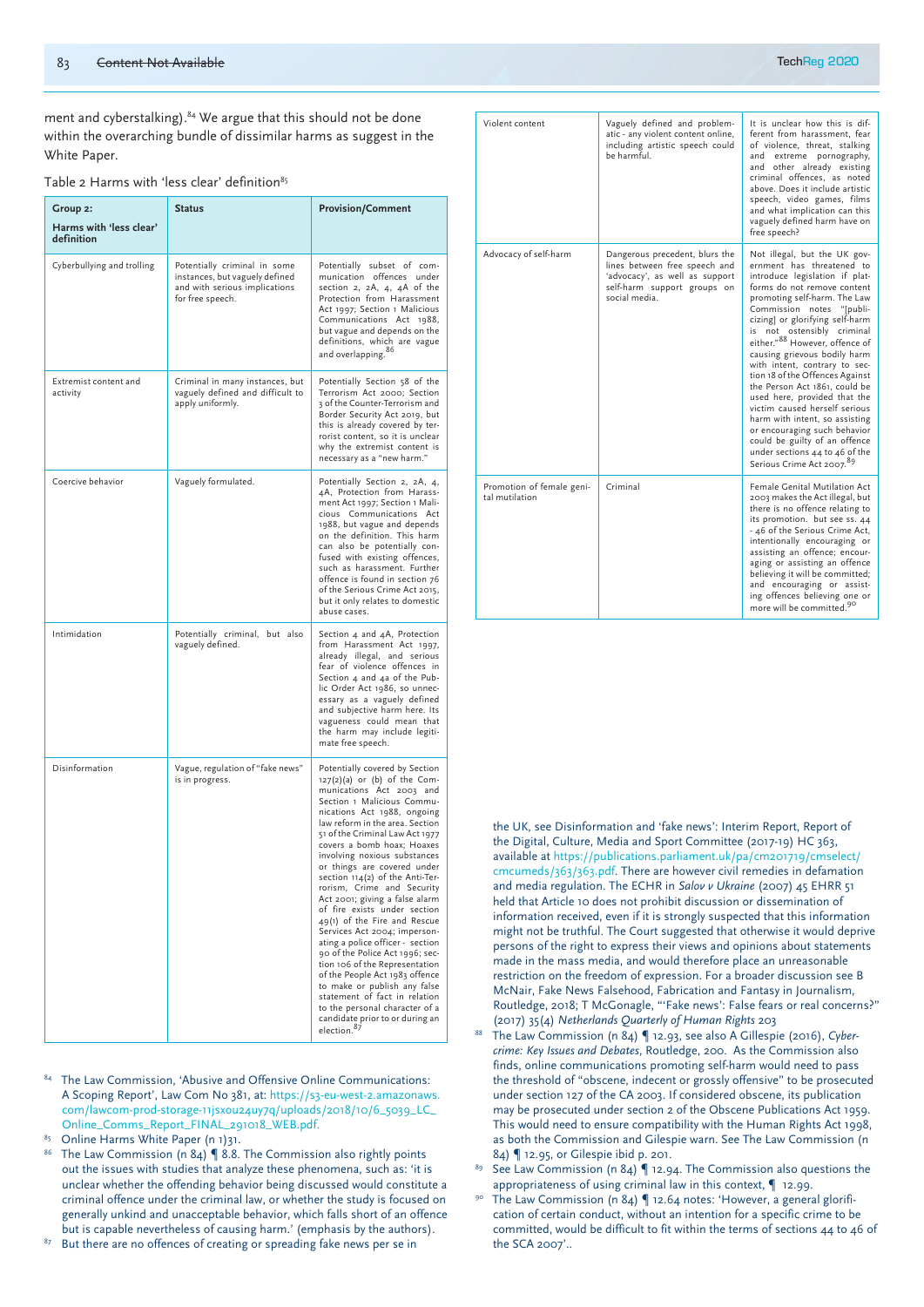ment and cyberstalking).[84] We argue that this should not be done within the overarching bundle of dissimilar harms as suggest in the White Paper.

Table 2 Harms with 'less clear' definition[85]

| Group 2: Harms with 'less clear' definition | Status | Provision/Comment |
|---|---|---|
| Cyberbullying and trolling | Potentially criminal in some instances, but vaguely defined and with serious implications for free speech. | Potentially subset of communication offences under section 2, 2A, 4, 4A of the Protection from Harassment Act 1997; Section 1 Malicious Communications Act 1988, but vague and depends on the definitions, which are vague and overlapping.[86] |
| Extremist content and activity | Criminal in many instances, but vaguely defined and difficult to apply uniformly. | Potentially Section 58 of the Terrorism Act 2000; Section 3 of the Counter-Terrorism and Border Security Act 2019, but this is already covered by terrorist content, so it is unclear why the extremist content is necessary as a "new harm." |
| Coercive behavior | Vaguely formulated. | Potentially Section 2, 2A, 4, 4A, Protection from Harassment Act 1997; Section 1 Malicious Communications Act 1988, but vague and depends on the definition. This harm can also be potentially confused with existing offences, such as harassment. Further offence is found in section 76 of the Serious Crime Act 2015, but it only relates to domestic abuse cases. |
| Intimidation | Potentially criminal, but also vaguely defined. | Section 4 and 4A, Protection from Harassment Act 1997, already illegal, and serious fear of violence offences in Section 4 and 4a of the Public Order Act 1986, so unnecessary as a vaguely defined and subjective harm here. Its vagueness could mean that the harm may include legitimate free speech. |
| Disinformation | Vague, regulation of "fake news" is in progress. | Potentially covered by Section 127(2)(a) or (b) of the Communications Act 2003 and Section 1 Malicious Communications Act 1988, ongoing law reform in the area. Section 51 of the Criminal Law Act 1977 covers a bomb hoax; Hoaxes involving noxious substances or things are covered under section 114(2) of the Anti-Terrorism, Crime and Security Act 2001; giving a false alarm of fire exists under section 49(1) of the Fire and Rescue Services Act 2004; impersonating a police officer - section 90 of the Police Act 1996; section 106 of the Representation of the People Act 1983 offence to make or publish any false statement of fact in relation to the personal character of a candidate prior to or during an election.[87] |
| Violent content | Vaguely defined and problematic - any violent content online, including artistic speech could be harmful. | It is unclear how this is different from harassment, fear of violence, threat, stalking and extreme pornography, and other already existing criminal offences, as noted above. Does it include artistic speech, video games, films and what implication can this vaguely defined harm have on free speech? |
| Advocacy of self-harm | Dangerous precedent, blurs the lines between free speech and 'advocacy', as well as support self-harm support groups on social media. | Not illegal, but the UK government has threatened to introduce legislation if platforms do not remove content promoting self-harm. The Law Commission notes "[publicizing] or glorifying self-harm is not ostensibly criminal either."[88] However, offence of causing grievous bodily harm with intent, contrary to section 18 of the Offences Against the Person Act 1861, could be used here, provided that the victim caused herself serious harm with intent, so assisting or encouraging such behavior could be guilty of an offence under sections 44 to 46 of the Serious Crime Act 2007.[89] |
| Promotion of female genital mutilation | Criminal | Female Genital Mutilation Act 2003 makes the Act illegal, but there is no offence relating to its promotion. but see ss. 44 - 46 of the Serious Crime Act, intentionally encouraging or assisting an offence; encouraging or assisting an offence believing it will be committed; and encouraging or assisting offences believing one or more will be committed.[90] |

[84] The Law Commission, 'Abusive and Offensive Online Communications: A Scoping Report', Law Com No 381, at: https://s3-eu-west-2.amazonaws.com/lawcom-prod-storage-11jsxou24uy7q/uploads/2018/10/6_5039_LC_Online_Comms_Report_FINAL_291018_WEB.pdf.

[85] Online Harms White Paper (n 1)31.

[86] The Law Commission (n 84) ¶ 8.8. The Commission also rightly points out the issues with studies that analyze these phenomena, such as: 'it is unclear whether the offending behavior being discussed would constitute a criminal offence under the criminal law, or whether the study is focused on generally unkind and unacceptable behavior, which falls short of an offence but is capable nevertheless of causing harm.' (emphasis by the authors).

[87] But there are no offences of creating or spreading fake news per se in the UK, see Disinformation and 'fake news': Interim Report, Report of the Digital, Culture, Media and Sport Committee (2017-19) HC 363, available at https://publications.parliament.uk/pa/cm201719/cmselect/cmcumeds/363/363.pdf. There are however civil remedies in defamation and media regulation. The ECHR in *Salov v Ukraine* (2007) 45 EHRR 51 held that Article 10 does not prohibit discussion or dissemination of information received, even if it is strongly suspected that this information might not be truthful. The Court suggested that otherwise it would deprive persons of the right to express their views and opinions about statements made in the mass media, and would therefore place an unreasonable restriction on the freedom of expression. For a broader discussion see B McNair, Fake News Falsehood, Fabrication and Fantasy in Journalism, Routledge, 2018; T McGonagle, "'Fake news': False fears or real concerns?" (2017) 35(4) *Netherlands Quarterly of Human Rights* 203

[88] The Law Commission (n 84) ¶ 12.93, see also A Gillespie (2016), *Cybercrime: Key Issues and Debates*, Routledge, 200. As the Commission also finds, online communications promoting self-harm would need to pass the threshold of "obscene, indecent or grossly offensive" to be prosecuted under section 127 of the CA 2003. If considered obscene, its publication may be prosecuted under section 2 of the Obscene Publications Act 1959. This would need to ensure compatibility with the Human Rights Act 1998, as both the Commission and Gilespie warn. See The Law Commission (n 84) ¶ 12.95, or Gilespie ibid p. 201.

[89] See Law Commission (n 84) ¶ 12.94. The Commission also questions the appropriateness of using criminal law in this context, ¶ 12.99.

[90] The Law Commission (n 84) ¶ 12.64 notes: 'However, a general glorification of certain conduct, without an intention for a specific crime to be committed, would be difficult to fit within the terms of sections 44 to 46 of the SCA 2007'..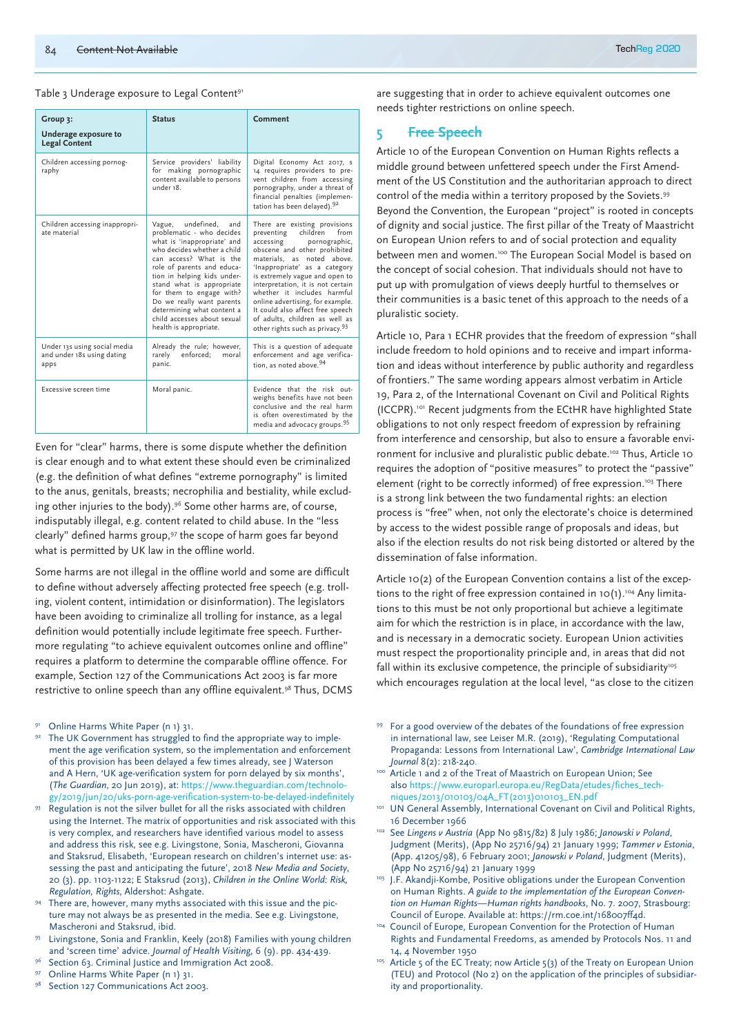Table 3 Underage exposure to Legal Content[91]

| Group 3: Underage exposure to Legal Content | Status | Comment |
|---|---|---|
| Children accessing pornography | Service providers' liability for making pornographic content available to persons under 18. | Digital Economy Act 2017, s 14 requires providers to prevent children from accessing pornography, under a threat of financial penalties (implementation has been delayed).[92] |
| Children accessing inappropriate material | Vague, undefined, and problematic - who decides what is 'inappropriate' and who decides whether a child can access? What is the role of parents and education in helping kids understand what is appropriate for them to engage with? Do we really want parents determining what content a child accesses about sexual health is appropriate. | There are existing provisions preventing children from accessing pornographic, obscene and other prohibited materials, as noted above. 'Inappropriate' as a category is extremely vague and open to interpretation, it is not certain whether it includes harmful online advertising, for example. It could also affect free speech of adults, children as well as other rights such as privacy.[93] |
| Under 13s using social media and under 18s using dating apps | Already the rule; however, rarely enforced; moral panic. | This is a question of adequate enforcement and age verification, as noted above.[94] |
| Excessive screen time | Moral panic. | Evidence that the risk outweighs benefits have not been conclusive and the real harm is often overestimated by the media and advocacy groups.[95] |

Even for "clear" harms, there is some dispute whether the definition is clear enough and to what extent these should even be criminalized (e.g. the definition of what defines "extreme pornography" is limited to the anus, genitals, breasts; necrophilia and bestiality, while excluding other injuries to the body).[96] Some other harms are, of course, indisputably illegal, e.g. content related to child abuse. In the "less clearly" defined harms group,[97] the scope of harm goes far beyond what is permitted by UK law in the offline world.

Some harms are not illegal in the offline world and some are difficult to define without adversely affecting protected free speech (e.g. trolling, violent content, intimidation or disinformation). The legislators have been avoiding to criminalize all trolling for instance, as a legal definition would potentially include legitimate free speech. Furthermore regulating "to achieve equivalent outcomes online and offline" requires a platform to determine the comparable offline offence. For example, Section 127 of the Communications Act 2003 is far more restrictive to online speech than any offline equivalent.[98] Thus, DCMS are suggesting that in order to achieve equivalent outcomes one needs tighter restrictions on online speech.

## 5 Free Speech

Article 10 of the European Convention on Human Rights reflects a middle ground between unfettered speech under the First Amendment of the US Constitution and the authoritarian approach to direct control of the media within a territory proposed by the Soviets.[99] Beyond the Convention, the European "project" is rooted in concepts of dignity and social justice. The first pillar of the Treaty of Maastricht on European Union refers to and of social protection and equality between men and women.[100] The European Social Model is based on the concept of social cohesion. That individuals should not have to put up with promulgation of views deeply hurtful to themselves or their communities is a basic tenet of this approach to the needs of a pluralistic society.

Article 10, Para 1 ECHR provides that the freedom of expression "shall include freedom to hold opinions and to receive and impart information and ideas without interference by public authority and regardless of frontiers." The same wording appears almost verbatim in Article 19, Para 2, of the International Covenant on Civil and Political Rights (ICCPR).[101] Recent judgments from the ECtHR have highlighted State obligations to not only respect freedom of expression by refraining from interference and censorship, but also to ensure a favorable environment for inclusive and pluralistic public debate.[102] Thus, Article 10 requires the adoption of "positive measures" to protect the "passive" element (right to be correctly informed) of free expression.[103] There is a strong link between the two fundamental rights: an election process is "free" when, not only the electorate's choice is determined by access to the widest possible range of proposals and ideas, but also if the election results do not risk being distorted or altered by the dissemination of false information.

Article 10(2) of the European Convention contains a list of the exceptions to the right of free expression contained in 10(1).[104] Any limitations to this must be not only proportional but achieve a legitimate aim for which the restriction is in place, in accordance with the law, and is necessary in a democratic society. European Union activities must respect the proportionality principle and, in areas that did not fall within its exclusive competence, the principle of subsidiarity[105] which encourages regulation at the local level, "as close to the citizen

---

[91] Online Harms White Paper (n 1) 31.

[92] The UK Government has struggled to find the appropriate way to implement the age verification system, so the implementation and enforcement of this provision has been delayed a few times already, see J Waterson and A Hern, 'UK age-verification system for porn delayed by six months', (*The Guardian*, 20 Jun 2019), at: https://www.theguardian.com/technology/2019/jun/20/uks-porn-age-verification-system-to-be-delayed-indefinitely

[93] Regulation is not the silver bullet for all the risks associated with children using the Internet. The matrix of opportunities and risk associated with this is very complex, and researchers have identified various model to assess and address this risk, see e.g. Livingstone, Sonia, Mascheroni, Giovanna and Staksrud, Elisabeth, 'European research on children's internet use: assessing the past and anticipating the future', 2018 *New Media and Society*, 20 (3). pp. 1103-1122; E Staksrud (2013), *Children in the Online World: Risk, Regulation, Rights*, Aldershot: Ashgate.

[94] There are, however, many myths associated with this issue and the picture may not always be as presented in the media. See e.g. Livingstone, Mascheroni and Staksrud, ibid.

[95] Livingstone, Sonia and Franklin, Keely (2018) Families with young children and 'screen time' advice. *Journal of Health Visiting*, 6 (9). pp. 434-439.

[96] Section 63. Criminal Justice and Immigration Act 2008.

[97] Online Harms White Paper (n 1) 31.

[98] Section 127 Communications Act 2003.

[99] For a good overview of the debates of the foundations of free expression in international law, see Leiser M.R. (2019), 'Regulating Computational Propaganda: Lessons from International Law', *Cambridge International Law Journal* 8(2): 218-240.

[100] Article 1 and 2 of the Treat of Maastrich on European Union; See also https://www.europarl.europa.eu/RegData/etudes/fiches_techniques/2013/010103/04A_FT(2013)010103_EN.pdf

[101] UN General Assembly, International Covenant on Civil and Political Rights, 16 December 1966

[102] See *Lingens v Austria* (App No 9815/82) 8 July 1986; *Janowski v Poland*, Judgment (Merits), (App No 25716/94) 21 January 1999; *Tammer v Estonia*, (App. 41205/98), 6 February 2001; *Janowski v Poland*, Judgment (Merits), (App No 25716/94) 21 January 1999

[103] J.F. Akandji-Kombe, Positive obligations under the European Convention on Human Rights. *A guide to the implementation of the European Convention on Human Rights—Human rights handbooks*, No. 7. 2007, Strasbourg: Council of Europe. Available at: https://rm.coe.int/168007ff4d.

[104] Council of Europe, European Convention for the Protection of Human Rights and Fundamental Freedoms, as amended by Protocols Nos. 11 and 14, 4 November 1950

[105] Article 5 of the EC Treaty; now Article 5(3) of the Treaty on European Union (TEU) and Protocol (No 2) on the application of the principles of subsidiarity and proportionality.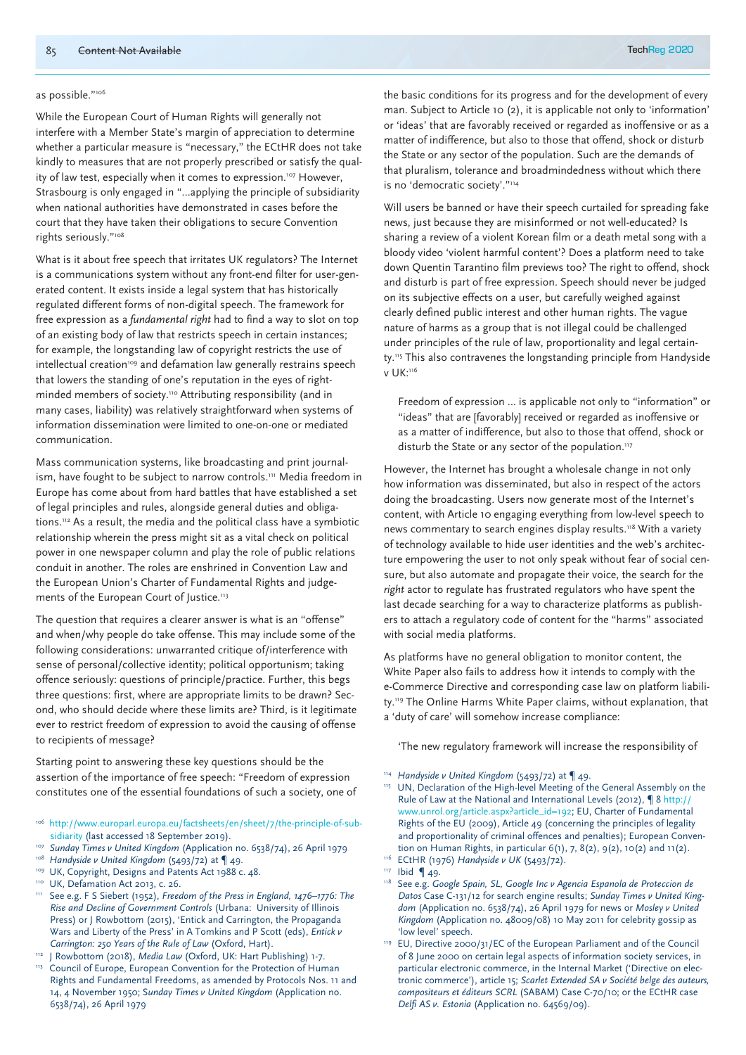as possible."[106]

While the European Court of Human Rights will generally not interfere with a Member State's margin of appreciation to determine whether a particular measure is "necessary," the ECtHR does not take kindly to measures that are not properly prescribed or satisfy the quality of law test, especially when it comes to expression.[107] However, Strasbourg is only engaged in "...applying the principle of subsidiarity when national authorities have demonstrated in cases before the court that they have taken their obligations to secure Convention rights seriously."[108]

What is it about free speech that irritates UK regulators? The Internet is a communications system without any front-end filter for user-generated content. It exists inside a legal system that has historically regulated different forms of non-digital speech. The framework for free expression as a *fundamental right* had to find a way to slot on top of an existing body of law that restricts speech in certain instances; for example, the longstanding law of copyright restricts the use of intellectual creation[109] and defamation law generally restrains speech that lowers the standing of one's reputation in the eyes of right-minded members of society.[110] Attributing responsibility (and in many cases, liability) was relatively straightforward when systems of information dissemination were limited to one-on-one or mediated communication.

Mass communication systems, like broadcasting and print journalism, have fought to be subject to narrow controls.[111] Media freedom in Europe has come about from hard battles that have established a set of legal principles and rules, alongside general duties and obligations.[112] As a result, the media and the political class have a symbiotic relationship wherein the press might sit as a vital check on political power in one newspaper column and play the role of public relations conduit in another. The roles are enshrined in Convention Law and the European Union's Charter of Fundamental Rights and judgements of the European Court of Justice.[113]

The question that requires a clearer answer is what is an "offense" and when/why people do take offense. This may include some of the following considerations: unwarranted critique of/interference with sense of personal/collective identity; political opportunism; taking offence seriously: questions of principle/practice. Further, this begs three questions: first, where are appropriate limits to be drawn? Second, who should decide where these limits are? Third, is it legitimate ever to restrict freedom of expression to avoid the causing of offense to recipients of message?

Starting point to answering these key questions should be the assertion of the importance of free speech: "Freedom of expression constitutes one of the essential foundations of such a society, one of the basic conditions for its progress and for the development of every man. Subject to Article 10 (2), it is applicable not only to 'information' or 'ideas' that are favorably received or regarded as inoffensive or as a matter of indifference, but also to those that offend, shock or disturb the State or any sector of the population. Such are the demands of that pluralism, tolerance and broadmindedness without which there is no 'democratic society'."[114]

Will users be banned or have their speech curtailed for spreading fake news, just because they are misinformed or not well-educated? Is sharing a review of a violent Korean film or a death metal song with a bloody video 'violent harmful content'? Does a platform need to take down Quentin Tarantino film previews too? The right to offend, shock and disturb is part of free expression. Speech should never be judged on its subjective effects on a user, but carefully weighed against clearly defined public interest and other human rights. The vague nature of harms as a group that is not illegal could be challenged under principles of the rule of law, proportionality and legal certainty.[115] This also contravenes the longstanding principle from Handyside v UK:[116]

> Freedom of expression ... is applicable not only to "information" or "ideas" that are [favorably] received or regarded as inoffensive or as a matter of indifference, but also to those that offend, shock or disturb the State or any sector of the population.[117]

However, the Internet has brought a wholesale change in not only how information was disseminated, but also in respect of the actors doing the broadcasting. Users now generate most of the Internet's content, with Article 10 engaging everything from low-level speech to news commentary to search engines display results.[118] With a variety of technology available to hide user identities and the web's architecture empowering the user to not only speak without fear of social censure, but also automate and propagate their voice, the search for the *right* actor to regulate has frustrated regulators who have spent the last decade searching for a way to characterize platforms as publishers to attach a regulatory code of content for the "harms" associated with social media platforms.

As platforms have no general obligation to monitor content, the White Paper also fails to address how it intends to comply with the e-Commerce Directive and corresponding case law on platform liability.[119] The Online Harms White Paper claims, without explanation, that a 'duty of care' will somehow increase compliance:

> 'The new regulatory framework will increase the responsibility of

---

[106] http://www.europarl.europa.eu/factsheets/en/sheet/7/the-principle-of-subsidiarity (last accessed 18 September 2019).

[107] *Sunday Times v United Kingdom* (Application no. 6538/74), 26 April 1979

[108] *Handyside v United Kingdom* (5493/72) at ¶ 49.

[109] UK, Copyright, Designs and Patents Act 1988 c. 48.

[110] UK, Defamation Act 2013, c. 26.

[111] See e.g. F S Siebert (1952), *Freedom of the Press in England, 1476–1776: The Rise and Decline of Government Controls* (Urbana: University of Illinois Press) or J Rowbottom (2015), 'Entick and Carrington, the Propaganda Wars and Liberty of the Press' in A Tomkins and P Scott (eds), *Entick v Carrington: 250 Years of the Rule of Law* (Oxford, Hart).

[112] J Rowbottom (2018), *Media Law* (Oxford, UK: Hart Publishing) 1-7.

[113] Council of Europe, European Convention for the Protection of Human Rights and Fundamental Freedoms, as amended by Protocols Nos. 11 and 14, 4 November 1950; *Sunday Times v United Kingdom* (Application no. 6538/74), 26 April 1979

[114] *Handyside v United Kingdom* (5493/72) at ¶ 49.

[115] UN, Declaration of the High-level Meeting of the General Assembly on the Rule of Law at the National and International Levels (2012), ¶ 8 http://www.unrol.org/article.aspx?article_id=192; EU, Charter of Fundamental Rights of the EU (2009), Article 49 (concerning the principles of legality and proportionality of criminal offences and penalties); European Convention on Human Rights, in particular 6(1), 7, 8(2), 9(2), 10(2) and 11(2).

[116] ECtHR (1976) *Handyside v UK* (5493/72).

[117] Ibid ¶ 49.

[118] See e.g. *Google Spain, SL, Google Inc v Agencia Espanola de Proteccion de Datos* Case C-131/12 for search engine results; *Sunday Times v United Kingdom* (Application no. 6538/74), 26 April 1979 for news or *Mosley v United Kingdom* (Application no. 48009/08) 10 May 2011 for celebrity gossip as 'low level' speech.

[119] EU, Directive 2000/31/EC of the European Parliament and of the Council of 8 June 2000 on certain legal aspects of information society services, in particular electronic commerce, in the Internal Market ('Directive on electronic commerce'), article 15; *Scarlet Extended SA v Société belge des auteurs, compositeurs et éditeurs SCRL* (SABAM) Case C-70/10; or the ECtHR case *Delfi AS v. Estonia* (Application no. 64569/09).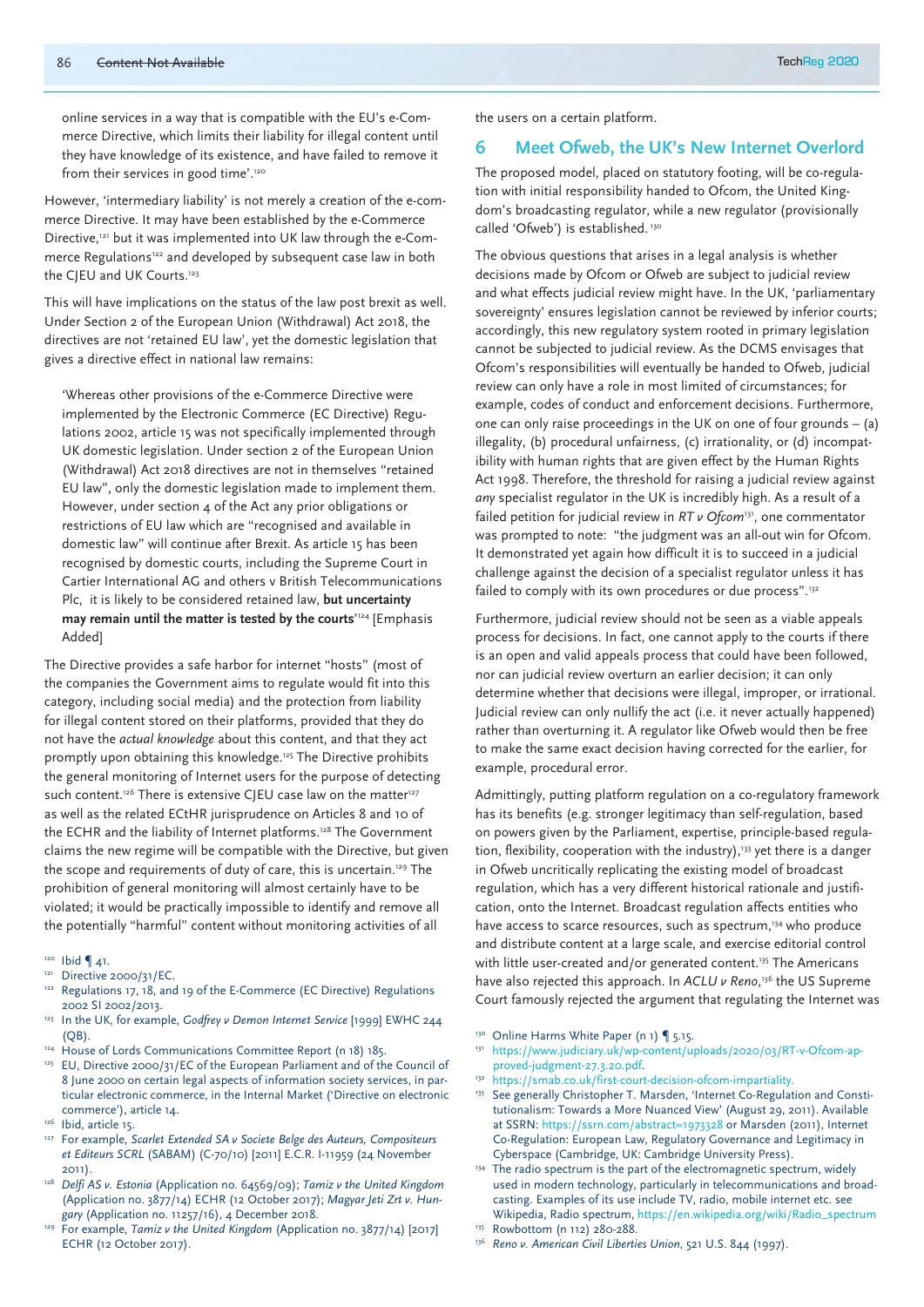online services in a way that is compatible with the EU's e-Commerce Directive, which limits their liability for illegal content until they have knowledge of its existence, and have failed to remove it from their services in good time'.[120]

However, 'intermediary liability' is not merely a creation of the e-commerce Directive. It may have been established by the e-Commerce Directive,[121] but it was implemented into UK law through the e-Commerce Regulations[122] and developed by subsequent case law in both the CJEU and UK Courts.[123]

This will have implications on the status of the law post brexit as well. Under Section 2 of the European Union (Withdrawal) Act 2018, the directives are not 'retained EU law', yet the domestic legislation that gives a directive effect in national law remains:

> 'Whereas other provisions of the e-Commerce Directive were implemented by the Electronic Commerce (EC Directive) Regulations 2002, article 15 was not specifically implemented through UK domestic legislation. Under section 2 of the European Union (Withdrawal) Act 2018 directives are not in themselves "retained EU law", only the domestic legislation made to implement them. However, under section 4 of the Act any prior obligations or restrictions of EU law which are "recognised and available in domestic law" will continue after Brexit. As article 15 has been recognised by domestic courts, including the Supreme Court in Cartier International AG and others v British Telecommunications Plc, it is likely to be considered retained law, **but uncertainty may remain until the matter is tested by the courts**'[124] [Emphasis Added]

The Directive provides a safe harbor for internet "hosts" (most of the companies the Government aims to regulate would fit into this category, including social media) and the protection from liability for illegal content stored on their platforms, provided that they do not have the *actual knowledge* about this content, and that they act promptly upon obtaining this knowledge.[125] The Directive prohibits the general monitoring of Internet users for the purpose of detecting such content.[126] There is extensive CJEU case law on the matter[127] as well as the related ECtHR jurisprudence on Articles 8 and 10 of the ECHR and the liability of Internet platforms.[128] The Government claims the new regime will be compatible with the Directive, but given the scope and requirements of duty of care, this is uncertain.[129] The prohibition of general monitoring will almost certainly have to be violated; it would be practically impossible to identify and remove all the potentially "harmful" content without monitoring activities of all the users on a certain platform.

## 6 Meet Ofweb, the UK's New Internet Overlord

The proposed model, placed on statutory footing, will be co-regulation with initial responsibility handed to Ofcom, the United Kingdom's broadcasting regulator, while a new regulator (provisionally called 'Ofweb') is established.[130]

The obvious questions that arises in a legal analysis is whether decisions made by Ofcom or Ofweb are subject to judicial review and what effects judicial review might have. In the UK, 'parliamentary sovereignty' ensures legislation cannot be reviewed by inferior courts; accordingly, this new regulatory system rooted in primary legislation cannot be subjected to judicial review. As the DCMS envisages that Ofcom's responsibilities will eventually be handed to Ofweb, judicial review can only have a role in most limited of circumstances; for example, codes of conduct and enforcement decisions. Furthermore, one can only raise proceedings in the UK on one of four grounds – (a) illegality, (b) procedural unfairness, (c) irrationality, or (d) incompatibility with human rights that are given effect by the Human Rights Act 1998. Therefore, the threshold for raising a judicial review against *any* specialist regulator in the UK is incredibly high. As a result of a failed petition for judicial review in *RT v Ofcom*[131], one commentator was prompted to note: "the judgment was an all-out win for Ofcom. It demonstrated yet again how difficult it is to succeed in a judicial challenge against the decision of a specialist regulator unless it has failed to comply with its own procedures or due process".[132]

Furthermore, judicial review should not be seen as a viable appeals process for decisions. In fact, one cannot apply to the courts if there is an open and valid appeals process that could have been followed, nor can judicial review overturn an earlier decision; it can only determine whether that decisions were illegal, improper, or irrational. Judicial review can only nullify the act (i.e. it never actually happened) rather than overturning it. A regulator like Ofweb would then be free to make the same exact decision having corrected for the earlier, for example, procedural error.

Admittingly, putting platform regulation on a co-regulatory framework has its benefits (e.g. stronger legitimacy than self-regulation, based on powers given by the Parliament, expertise, principle-based regulation, flexibility, cooperation with the industry),[133] yet there is a danger in Ofweb uncritically replicating the existing model of broadcast regulation, which has a very different historical rationale and justification, onto the Internet. Broadcast regulation affects entities who have access to scarce resources, such as spectrum,[134] who produce and distribute content at a large scale, and exercise editorial control with little user-created and/or generated content.[135] The Americans have also rejected this approach. In *ACLU v Reno*,[136] the US Supreme Court famously rejected the argument that regulating the Internet was

---

[120] Ibid ¶ 41.

[121] Directive 2000/31/EC.

[122] Regulations 17, 18, and 19 of the E-Commerce (EC Directive) Regulations 2002 SI 2002/2013.

[123] In the UK, for example, *Godfrey v Demon Internet Service* [1999] EWHC 244 (QB).

[124] House of Lords Communications Committee Report (n 18) 185.

[125] EU, Directive 2000/31/EC of the European Parliament and of the Council of 8 June 2000 on certain legal aspects of information society services, in particular electronic commerce, in the Internal Market ('Directive on electronic commerce'), article 14.

[126] Ibid, article 15.

[127] For example, *Scarlet Extended SA v Societe Belge des Auteurs, Compositeurs et Editeurs SCRL* (SABAM) (C-70/10) [2011] E.C.R. I-11959 (24 November 2011).

[128] *Delfi AS v. Estonia* (Application no. 64569/09); *Tamiz v the United Kingdom* (Application no. 3877/14) ECHR (12 October 2017); *Magyar Jeti Zrt v. Hungary* (Application no. 11257/16), 4 December 2018.

[129] For example, *Tamiz v the United Kingdom* (Application no. 3877/14) [2017] ECHR (12 October 2017).

[130] Online Harms White Paper (n 1) ¶ 5.15.

[131] https://www.judiciary.uk/wp-content/uploads/2020/03/RT-v-Ofcom-approved-judgment-27.3.20.pdf.

[132] https://smab.co.uk/first-court-decision-ofcom-impartiality.

[133] See generally Christopher T. Marsden, 'Internet Co-Regulation and Constitutionalism: Towards a More Nuanced View' (August 29, 2011). Available at SSRN: https://ssrn.com/abstract=1973328 or Marsden (2011), Internet Co-Regulation: European Law, Regulatory Governance and Legitimacy in Cyberspace (Cambridge, UK: Cambridge University Press).

[134] The radio spectrum is the part of the electromagnetic spectrum, widely used in modern technology, particularly in telecommunications and broadcasting. Examples of its use include TV, radio, mobile internet etc. see Wikipedia, Radio spectrum, https://en.wikipedia.org/wiki/Radio_spectrum

[135] Rowbottom (n 112) 280-288.

[136] *Reno v. American Civil Liberties Union*, 521 U.S. 844 (1997).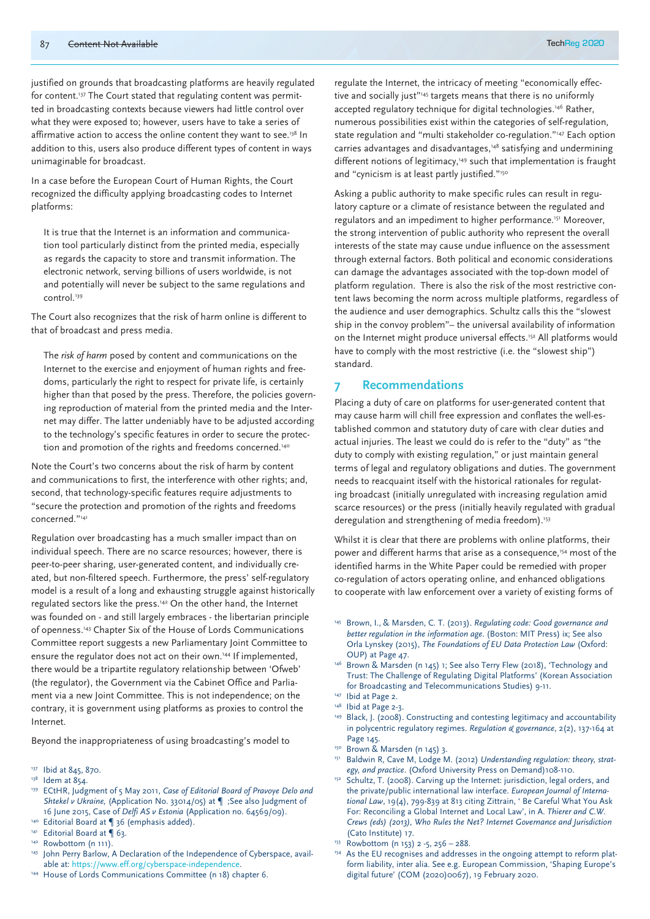justified on grounds that broadcasting platforms are heavily regulated for content.[137] The Court stated that regulating content was permitted in broadcasting contexts because viewers had little control over what they were exposed to; however, users have to take a series of affirmative action to access the online content they want to see.[138] In addition to this, users also produce different types of content in ways unimaginable for broadcast.

In a case before the European Court of Human Rights, the Court recognized the difficulty applying broadcasting codes to Internet platforms:

> It is true that the Internet is an information and communication tool particularly distinct from the printed media, especially as regards the capacity to store and transmit information. The electronic network, serving billions of users worldwide, is not and potentially will never be subject to the same regulations and control.[139]

The Court also recognizes that the risk of harm online is different to that of broadcast and press media.

> The *risk of harm* posed by content and communications on the Internet to the exercise and enjoyment of human rights and freedoms, particularly the right to respect for private life, is certainly higher than that posed by the press. Therefore, the policies governing reproduction of material from the printed media and the Internet may differ. The latter undeniably have to be adjusted according to the technology's specific features in order to secure the protection and promotion of the rights and freedoms concerned.[140]

Note the Court's two concerns about the risk of harm by content and communications to first, the interference with other rights; and, second, that technology-specific features require adjustments to "secure the protection and promotion of the rights and freedoms concerned."[141]

Regulation over broadcasting has a much smaller impact than on individual speech. There are no scarce resources; however, there is peer-to-peer sharing, user-generated content, and individually created, but non-filtered speech. Furthermore, the press' self-regulatory model is a result of a long and exhausting struggle against historically regulated sectors like the press.[142] On the other hand, the Internet was founded on - and still largely embraces - the libertarian principle of openness.[143] Chapter Six of the House of Lords Communications Committee report suggests a new Parliamentary Joint Committee to ensure the regulator does not act on their own.[144] If implemented, there would be a tripartite regulatory relationship between 'Ofweb' (the regulator), the Government via the Cabinet Office and Parliament via a new Joint Committee. This is not independence; on the contrary, it is government using platforms as proxies to control the Internet.

Beyond the inappropriateness of using broadcasting's model to regulate the Internet, the intricacy of meeting "economically effective and socially just"[145] targets means that there is no uniformly accepted regulatory technique for digital technologies.[146] Rather, numerous possibilities exist within the categories of self-regulation, state regulation and "multi stakeholder co-regulation."[147] Each option carries advantages and disadvantages,[148] satisfying and undermining different notions of legitimacy,[149] such that implementation is fraught and "cynicism is at least partly justified."[150]

Asking a public authority to make specific rules can result in regulatory capture or a climate of resistance between the regulated and regulators and an impediment to higher performance.[151] Moreover, the strong intervention of public authority who represent the overall interests of the state may cause undue influence on the assessment through external factors. Both political and economic considerations can damage the advantages associated with the top-down model of platform regulation. There is also the risk of the most restrictive content laws becoming the norm across multiple platforms, regardless of the audience and user demographics. Schultz calls this the "slowest ship in the convoy problem"– the universal availability of information on the Internet might produce universal effects.[152] All platforms would have to comply with the most restrictive (i.e. the "slowest ship") standard.

## 7 Recommendations

Placing a duty of care on platforms for user-generated content that may cause harm will chill free expression and conflates the well-established common and statutory duty of care with clear duties and actual injuries. The least we could do is refer to the "duty" as "the duty to comply with existing regulation," or just maintain general terms of legal and regulatory obligations and duties. The government needs to reacquaint itself with the historical rationales for regulating broadcast (initially unregulated with increasing regulation amid scarce resources) or the press (initially heavily regulated with gradual deregulation and strengthening of media freedom).[153]

Whilst it is clear that there are problems with online platforms, their power and different harms that arise as a consequence,[154] most of the identified harms in the White Paper could be remedied with proper co-regulation of actors operating online, and enhanced obligations to cooperate with law enforcement over a variety of existing forms of

---

[137] Ibid at 845, 870.

[138] Idem at 854.

[139] ECtHR, Judgment of 5 May 2011, *Case of Editorial Board of Pravoye Delo and Shtekel v Ukraine,* (Application No. 33014/05) at ¶ ;See also Judgment of 16 June 2015, Case of *Delfi AS v Estonia* (Application no. 64569/09).

[140] Editorial Board at ¶ 36 (emphasis added).

[141] Editorial Board at ¶ 63.

[142] Rowbottom (n 111).

[143] John Perry Barlow, A Declaration of the Independence of Cyberspace, available at: https://www.eff.org/cyberspace-independence.

[144] House of Lords Communications Committee (n 18) chapter 6.

[145] Brown, I., & Marsden, C. T. (2013). *Regulating code: Good governance and better regulation in the information age.* (Boston: MIT Press) ix; See also Orla Lynskey (2015), *The Foundations of EU Data Protection Law* (Oxford: OUP) at Page 47.

[146] Brown & Marsden (n 145) 1; See also Terry Flew (2018), 'Technology and Trust: The Challenge of Regulating Digital Platforms' (Korean Association for Broadcasting and Telecommunications Studies) 9-11.

[147] Ibid at Page 2.

[148] Ibid at Page 2-3.

[149] Black, J. (2008). Constructing and contesting legitimacy and accountability in polycentric regulatory regimes. *Regulation & governance*, 2(2), 137-164 at Page 145.

[150] Brown & Marsden (n 145) 3.

[151] Baldwin R, Cave M, Lodge M. (2012) *Understanding regulation: theory, strategy, and practice.* (Oxford University Press on Demand)108-110.

[152] Schultz, T. (2008). Carving up the Internet: jurisdiction, legal orders, and the private/public international law interface. *European Journal of International Law*, 19(4), 799-839 at 813 citing Zittrain, ' Be Careful What You Ask For: Reconciling a Global Internet and Local Law', in *A. Thierer and C.W. Crews (eds) (2013), Who Rules the Net? Internet Governance and Jurisdiction* (Cato Institute) 17.

[153] Rowbottom (n 153) 2 -5, 256 – 288.

[154] As the EU recognises and addresses in the ongoing attempt to reform platform liability, inter alia. See e.g. European Commission, 'Shaping Europe's digital future' (COM (2020)0067), 19 February 2020.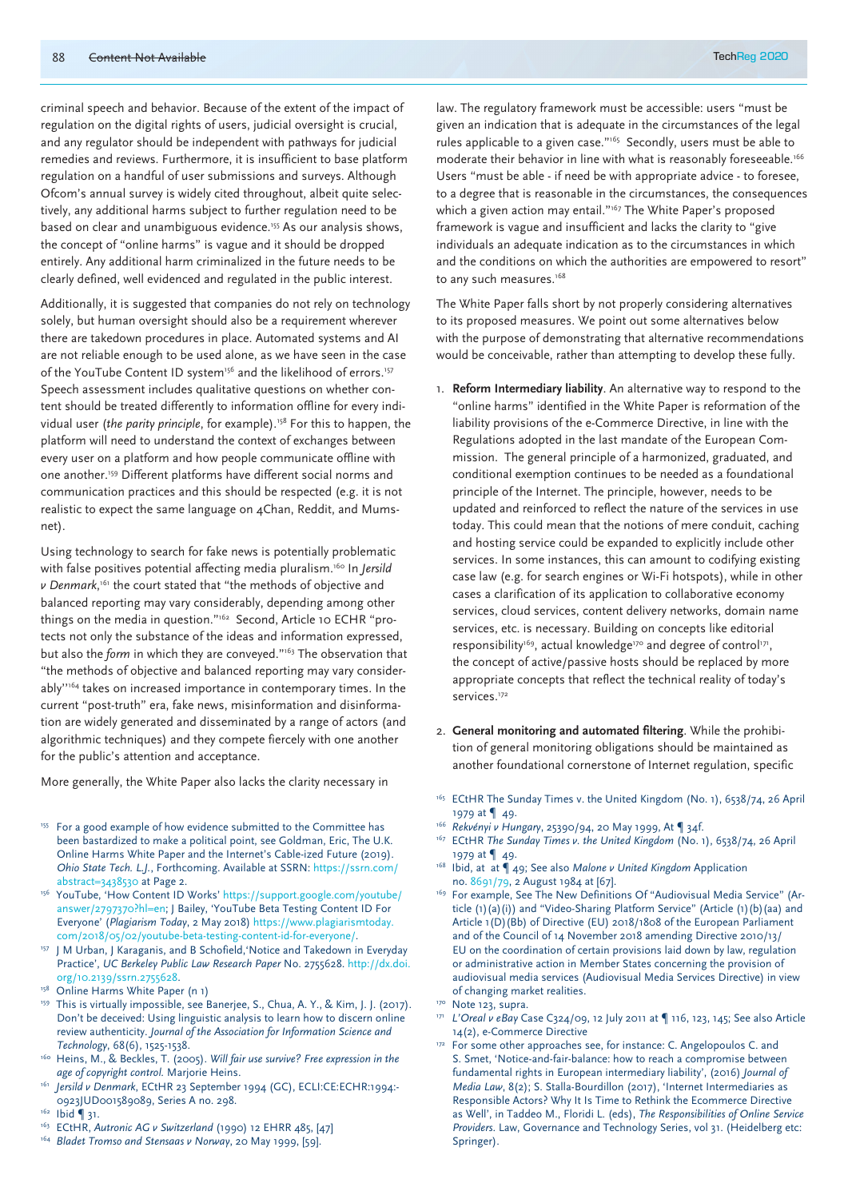criminal speech and behavior. Because of the extent of the impact of regulation on the digital rights of users, judicial oversight is crucial, and any regulator should be independent with pathways for judicial remedies and reviews. Furthermore, it is insufficient to base platform regulation on a handful of user submissions and surveys. Although Ofcom's annual survey is widely cited throughout, albeit quite selectively, any additional harms subject to further regulation need to be based on clear and unambiguous evidence.[155] As our analysis shows, the concept of "online harms" is vague and it should be dropped entirely. Any additional harm criminalized in the future needs to be clearly defined, well evidenced and regulated in the public interest.

Additionally, it is suggested that companies do not rely on technology solely, but human oversight should also be a requirement wherever there are takedown procedures in place. Automated systems and AI are not reliable enough to be used alone, as we have seen in the case of the YouTube Content ID system[156] and the likelihood of errors.[157] Speech assessment includes qualitative questions on whether content should be treated differently to information offline for every individual user (*the parity principle*, for example).[158] For this to happen, the platform will need to understand the context of exchanges between every user on a platform and how people communicate offline with one another.[159] Different platforms have different social norms and communication practices and this should be respected (e.g. it is not realistic to expect the same language on 4Chan, Reddit, and Mumsnet).

Using technology to search for fake news is potentially problematic with false positives potential affecting media pluralism.[160] In *Jersild v Denmark*,[161] the court stated that "the methods of objective and balanced reporting may vary considerably, depending among other things on the media in question."[162] Second, Article 10 ECHR "protects not only the substance of the ideas and information expressed, but also the *form* in which they are conveyed."[163] The observation that "the methods of objective and balanced reporting may vary considerably"[164] takes on increased importance in contemporary times. In the current "post-truth" era, fake news, misinformation and disinformation are widely generated and disseminated by a range of actors (and algorithmic techniques) and they compete fiercely with one another for the public's attention and acceptance.

More generally, the White Paper also lacks the clarity necessary in law. The regulatory framework must be accessible: users "must be given an indication that is adequate in the circumstances of the legal rules applicable to a given case."[165] Secondly, users must be able to moderate their behavior in line with what is reasonably foreseeable.[166] Users "must be able - if need be with appropriate advice - to foresee, to a degree that is reasonable in the circumstances, the consequences which a given action may entail."[167] The White Paper's proposed framework is vague and insufficient and lacks the clarity to "give individuals an adequate indication as to the circumstances in which and the conditions on which the authorities are empowered to resort" to any such measures.[168]

The White Paper falls short by not properly considering alternatives to its proposed measures. We point out some alternatives below with the purpose of demonstrating that alternative recommendations would be conceivable, rather than attempting to develop these fully.

1. **Reform Intermediary liability**. An alternative way to respond to the "online harms" identified in the White Paper is reformation of the liability provisions of the e-Commerce Directive, in line with the Regulations adopted in the last mandate of the European Commission. The general principle of a harmonized, graduated, and conditional exemption continues to be needed as a foundational principle of the Internet. The principle, however, needs to be updated and reinforced to reflect the nature of the services in use today. This could mean that the notions of mere conduit, caching and hosting service could be expanded to explicitly include other services. In some instances, this can amount to codifying existing case law (e.g. for search engines or Wi-Fi hotspots), while in other cases a clarification of its application to collaborative economy services, cloud services, content delivery networks, domain name services, etc. is necessary. Building on concepts like editorial responsibility[169], actual knowledge[170] and degree of control[171], the concept of active/passive hosts should be replaced by more appropriate concepts that reflect the technical reality of today's services.[172]

2. **General monitoring and automated filtering**. While the prohibition of general monitoring obligations should be maintained as another foundational cornerstone of Internet regulation, specific

---

[155] For a good example of how evidence submitted to the Committee has been bastardized to make a political point, see Goldman, Eric, The U.K. Online Harms White Paper and the Internet's Cable-ized Future (2019). *Ohio State Tech. L.J.*, Forthcoming. Available at SSRN: https://ssrn.com/abstract=3438530 at Page 2.

[156] YouTube, 'How Content ID Works' https://support.google.com/youtube/answer/2797370?hl=en; J Bailey, 'YouTube Beta Testing Content ID For Everyone' (*Plagiarism Today*, 2 May 2018) https://www.plagiarismtoday.com/2018/05/02/youtube-beta-testing-content-id-for-everyone/.

[157] J M Urban, J Karaganis, and B Schofield,'Notice and Takedown in Everyday Practice', *UC Berkeley Public Law Research Paper* No. 2755628. http://dx.doi.org/10.2139/ssrn.2755628.

[158] Online Harms White Paper (n 1)

[159] This is virtually impossible, see Banerjee, S., Chua, A. Y., & Kim, J. J. (2017). Don't be deceived: Using linguistic analysis to learn how to discern online review authenticity. *Journal of the Association for Information Science and Technology*, 68(6), 1525-1538.

[160] Heins, M., & Beckles, T. (2005). *Will fair use survive? Free expression in the age of copyright control.* Marjorie Heins.

[161] *Jersild v Denmark*, ECtHR 23 September 1994 (GC), ECLI:CE:ECHR:1994:0923JUD001589089, Series A no. 298.

[162] Ibid ¶ 31.

[163] ECtHR, *Autronic AG v Switzerland* (1990) 12 EHRR 485, [47]

[164] *Bladet Tromso and Stensaas v Norway*, 20 May 1999, [59].

[165] ECtHR The Sunday Times v. the United Kingdom (No. 1), 6538/74, 26 April 1979 at ¶ 49.

[166] *Rekvényi v Hungary*, 25390/94, 20 May 1999, At ¶ 34f.

[167] ECtHR *The Sunday Times v. the United Kingdom* (No. 1), 6538/74, 26 April 1979 at ¶ 49.

[168] Ibid, at at ¶ 49; See also *Malone v United Kingdom* Application no. 8691/79, 2 August 1984 at [67].

[169] For example, See The New Definitions Of "Audiovisual Media Service" (Article (1)(a)(i)) and "Video-Sharing Platform Service" (Article (1)(b)(aa) and Article 1(D)(Bb) of Directive (EU) 2018/1808 of the European Parliament and of the Council of 14 November 2018 amending Directive 2010/13/EU on the coordination of certain provisions laid down by law, regulation or administrative action in Member States concerning the provision of audiovisual media services (Audiovisual Media Services Directive) in view of changing market realities.

[170] Note 123, supra.

[171] *L'Oreal v eBay* Case C324/09, 12 July 2011 at ¶ 116, 123, 145; See also Article 14(2), e-Commerce Directive

[172] For some other approaches see, for instance: C. Angelopoulos C. and S. Smet, 'Notice-and-fair-balance: how to reach a compromise between fundamental rights in European intermediary liability', (2016) *Journal of Media Law*, 8(2); S. Stalla-Bourdillon (2017), 'Internet Intermediaries as Responsible Actors? Why It Is Time to Rethink the Ecommerce Directive as Well', in Taddeo M., Floridi L. (eds), *The Responsibilities of Online Service Providers*. Law, Governance and Technology Series, vol 31. (Heidelberg etc: Springer).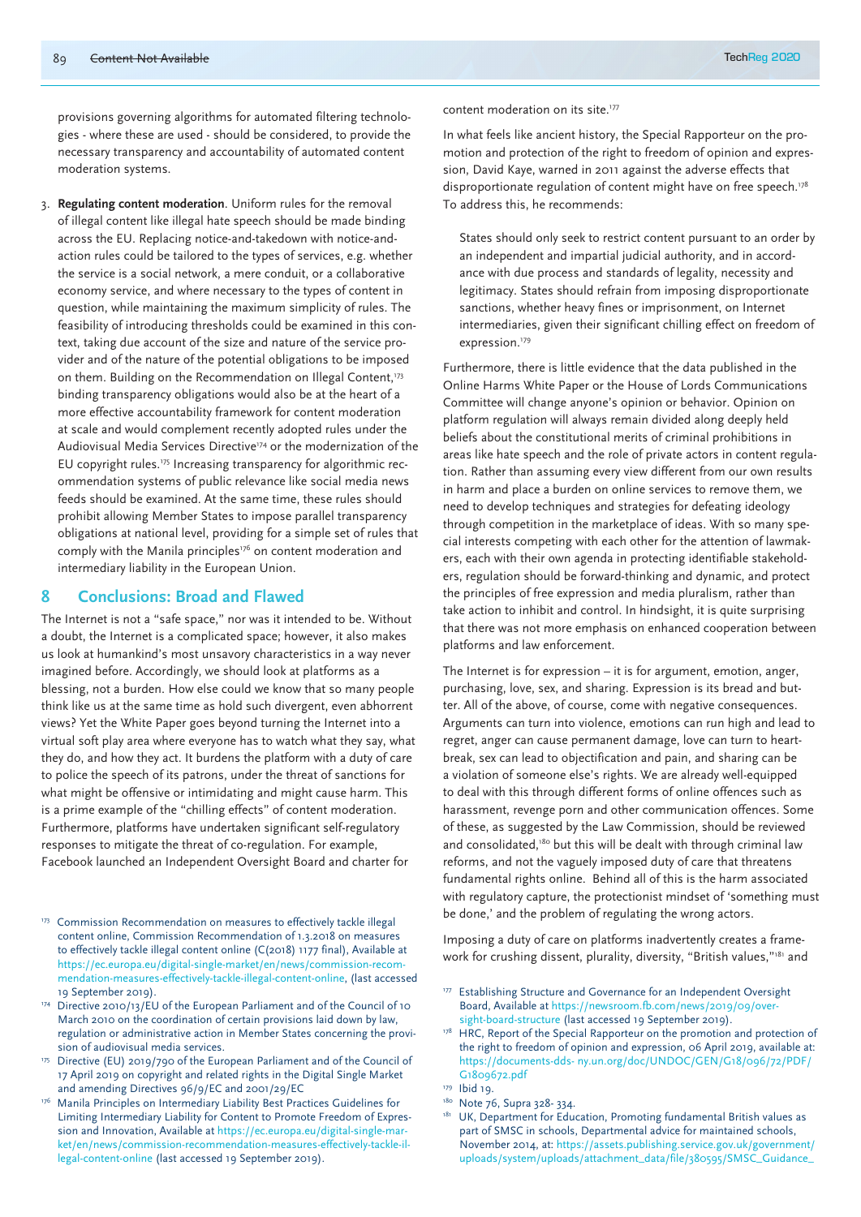provisions governing algorithms for automated filtering technologies - where these are used - should be considered, to provide the necessary transparency and accountability of automated content moderation systems.

3. **Regulating content moderation**. Uniform rules for the removal of illegal content like illegal hate speech should be made binding across the EU. Replacing notice-and-takedown with notice-and-action rules could be tailored to the types of services, e.g. whether the service is a social network, a mere conduit, or a collaborative economy service, and where necessary to the types of content in question, while maintaining the maximum simplicity of rules. The feasibility of introducing thresholds could be examined in this context, taking due account of the size and nature of the service provider and of the nature of the potential obligations to be imposed on them. Building on the Recommendation on Illegal Content,[173] binding transparency obligations would also be at the heart of a more effective accountability framework for content moderation at scale and would complement recently adopted rules under the Audiovisual Media Services Directive[174] or the modernization of the EU copyright rules.[175] Increasing transparency for algorithmic recommendation systems of public relevance like social media news feeds should be examined. At the same time, these rules should prohibit allowing Member States to impose parallel transparency obligations at national level, providing for a simple set of rules that comply with the Manila principles[176] on content moderation and intermediary liability in the European Union.

## 8 Conclusions: Broad and Flawed

The Internet is not a "safe space," nor was it intended to be. Without a doubt, the Internet is a complicated space; however, it also makes us look at humankind's most unsavory characteristics in a way never imagined before. Accordingly, we should look at platforms as a blessing, not a burden. How else could we know that so many people think like us at the same time as hold such divergent, even abhorrent views? Yet the White Paper goes beyond turning the Internet into a virtual soft play area where everyone has to watch what they say, what they do, and how they act. It burdens the platform with a duty of care to police the speech of its patrons, under the threat of sanctions for what might be offensive or intimidating and might cause harm. This is a prime example of the "chilling effects" of content moderation. Furthermore, platforms have undertaken significant self-regulatory responses to mitigate the threat of co-regulation. For example, Facebook launched an Independent Oversight Board and charter for content moderation on its site.[177]

In what feels like ancient history, the Special Rapporteur on the promotion and protection of the right to freedom of opinion and expression, David Kaye, warned in 2011 against the adverse effects that disproportionate regulation of content might have on free speech.[178] To address this, he recommends:

> States should only seek to restrict content pursuant to an order by an independent and impartial judicial authority, and in accordance with due process and standards of legality, necessity and legitimacy. States should refrain from imposing disproportionate sanctions, whether heavy fines or imprisonment, on Internet intermediaries, given their significant chilling effect on freedom of expression.[179]

Furthermore, there is little evidence that the data published in the Online Harms White Paper or the House of Lords Communications Committee will change anyone's opinion or behavior. Opinion on platform regulation will always remain divided along deeply held beliefs about the constitutional merits of criminal prohibitions in areas like hate speech and the role of private actors in content regulation. Rather than assuming every view different from our own results in harm and place a burden on online services to remove them, we need to develop techniques and strategies for defeating ideology through competition in the marketplace of ideas. With so many special interests competing with each other for the attention of lawmakers, each with their own agenda in protecting identifiable stakeholders, regulation should be forward-thinking and dynamic, and protect the principles of free expression and media pluralism, rather than take action to inhibit and control. In hindsight, it is quite surprising that there was not more emphasis on enhanced cooperation between platforms and law enforcement.

The Internet is for expression – it is for argument, emotion, anger, purchasing, love, sex, and sharing. Expression is its bread and butter. All of the above, of course, come with negative consequences. Arguments can turn into violence, emotions can run high and lead to regret, anger can cause permanent damage, love can turn to heartbreak, sex can lead to objectification and pain, and sharing can be a violation of someone else's rights. We are already well-equipped to deal with this through different forms of online offences such as harassment, revenge porn and other communication offences. Some of these, as suggested by the Law Commission, should be reviewed and consolidated,[180] but this will be dealt with through criminal law reforms, and not the vaguely imposed duty of care that threatens fundamental rights online. Behind all of this is the harm associated with regulatory capture, the protectionist mindset of 'something must be done,' and the problem of regulating the wrong actors.

Imposing a duty of care on platforms inadvertently creates a framework for crushing dissent, plurality, diversity, "British values,"[181] and

---

[173] Commission Recommendation on measures to effectively tackle illegal content online, Commission Recommendation of 1.3.2018 on measures to effectively tackle illegal content online (C(2018) 1177 final), Available at https://ec.europa.eu/digital-single-market/en/news/commission-recommendation-measures-effectively-tackle-illegal-content-online, (last accessed 19 September 2019).

[174] Directive 2010/13/EU of the European Parliament and of the Council of 10 March 2010 on the coordination of certain provisions laid down by law, regulation or administrative action in Member States concerning the provision of audiovisual media services.

[175] Directive (EU) 2019/790 of the European Parliament and of the Council of 17 April 2019 on copyright and related rights in the Digital Single Market and amending Directives 96/9/EC and 2001/29/EC

[176] Manila Principles on Intermediary Liability Best Practices Guidelines for Limiting Intermediary Liability for Content to Promote Freedom of Expression and Innovation, Available at https://ec.europa.eu/digital-single-market/en/news/commission-recommendation-measures-effectively-tackle-illegal-content-online (last accessed 19 September 2019).

[177] Establishing Structure and Governance for an Independent Oversight Board, Available at https://newsroom.fb.com/news/2019/09/oversight-board-structure (last accessed 19 September 2019).

[178] HRC, Report of the Special Rapporteur on the promotion and protection of the right to freedom of opinion and expression, 06 April 2019, available at: https://documents-dds- ny.un.org/doc/UNDOC/GEN/G18/096/72/PDF/G1809672.pdf

[179] Ibid 19.

[180] Note 76, Supra 328- 334.

[181] UK, Department for Education, Promoting fundamental British values as part of SMSC in schools, Departmental advice for maintained schools, November 2014, at: https://assets.publishing.service.gov.uk/government/uploads/system/uploads/attachment_data/file/380595/SMSC_Guidance_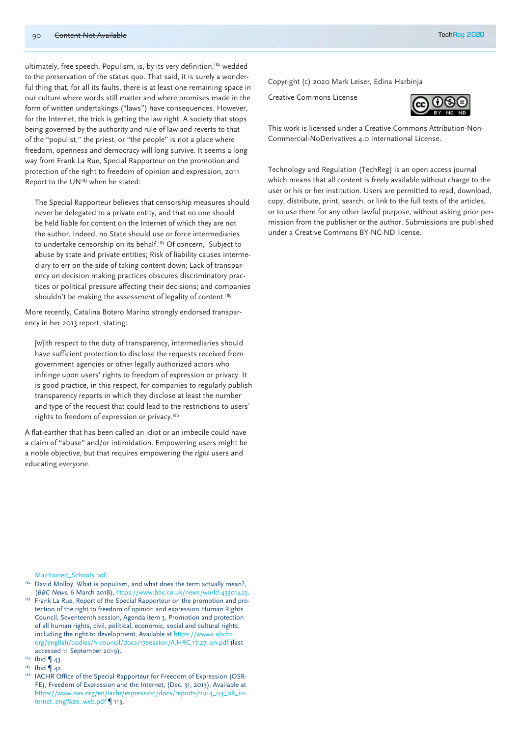ultimately, free speech. Populism, is, by its very definition,[182] wedded to the preservation of the status quo. That said, it is surely a wonderful thing that, for all its faults, there is at least one remaining space in our culture where words still matter and where promises made in the form of written undertakings ("laws") have consequences. However, for the Internet, the trick is getting the law right. A society that stops being governed by the authority and rule of law and reverts to that of the "populist," the priest, or "the people" is not a place where freedom, openness and democracy will long survive. It seems a long way from Frank La Rue, Special Rapporteur on the promotion and protection of the right to freedom of opinion and expression, 2011 Report to the UN[183] when he stated:

> The Special Rapporteur believes that censorship measures should never be delegated to a private entity, and that no one should be held liable for content on the Internet of which they are not the author. Indeed, no State should use or force intermediaries to undertake censorship on its behalf.[184] Of concern, Subject to abuse by state and private entities; Risk of liability causes intermediary to err on the side of taking content down; Lack of transparency on decision making practices obscures discriminatory practices or political pressure affecting their decisions; and companies shouldn't be making the assessment of legality of content.[185]

More recently, Catalina Botero Marino strongly endorsed transparency in her 2013 report, stating:

> [w]ith respect to the duty of transparency, intermediaries should have sufficient protection to disclose the requests received from government agencies or other legally authorized actors who infringe upon users' rights to freedom of expression or privacy. It is good practice, in this respect, for companies to regularly publish transparency reports in which they disclose at least the number and type of the request that could lead to the restrictions to users' rights to freedom of expression or privacy.[186]

A flat-earther that has been called an idiot or an imbecile could have a claim of "abuse" and/or intimidation. Empowering users might be a noble objective, but that requires empowering the *right* users and educating everyone.

Copyright (c) 2020 Mark Leiser, Edina Harbinja

Creative Commons License

This work is licensed under a Creative Commons Attribution-Non-Commercial-NoDerivatives 4.0 International License.

Technology and Regulation (TechReg) is an open access journal which means that all content is freely available without charge to the user or his or her institution. Users are permitted to read, download, copy, distribute, print, search, or link to the full texts of the articles, or to use them for any other lawful purpose, without asking prior permission from the publisher or the author. Submissions are published under a Creative Commons BY-NC-ND license.

---

Maintained_Schools.pdf.

[182] David Molloy, What is populism, and what does the term actually mean?, (*BBC News*, 6 March 2018), https://www.bbc.co.uk/news/world-43301423.

[183] Frank La Rue, Report of the Special Rapporteur on the promotion and protection of the right to freedom of opinion and expression Human Rights Council, Seventeenth session, Agenda item 3, Promotion and protection of all human rights, civil, political, economic, social and cultural rights, including the right to development, Available at https://www2.ohchr.org/english/bodies/hrcouncil/docs/17session/A.HRC.17.27_en.pdf (last accessed 11 September 2019).

[184] Ibid ¶ 43.

[185] Ibid ¶ 42.

[186] IACHR Office of the Special Rapporteur for Freedom of Expression (OSR-FE), Freedom of Expression and the Internet, (Dec. 31, 2013), Available at https://www.oas.org/en/iachr/expression/docs/reports/2014_04_08_internet_eng%20_web.pdf ¶ 113.